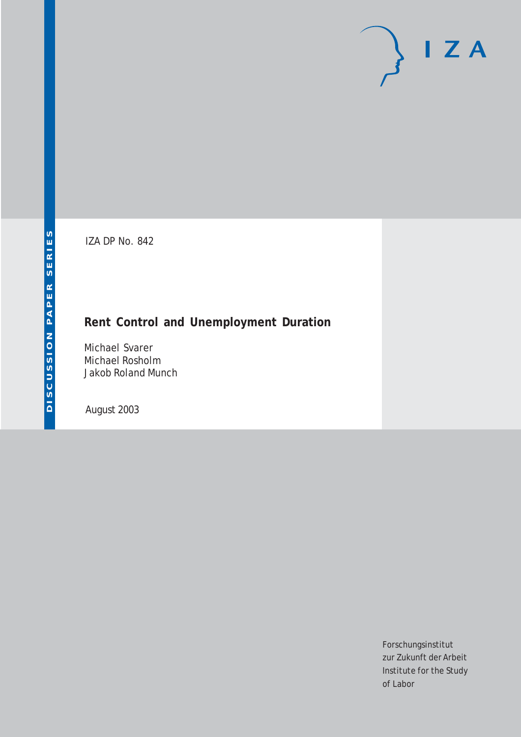DISCUSSION PAPER SERIES

IZA DP No. 842

# Rent Control and Unemployment Duration

Michael Svarer
Michael Rosholm
Jakob Roland Munch

August 2003

Forschungsinstitut
zur Zukunft der Arbeit
Institute for the Study
of Labor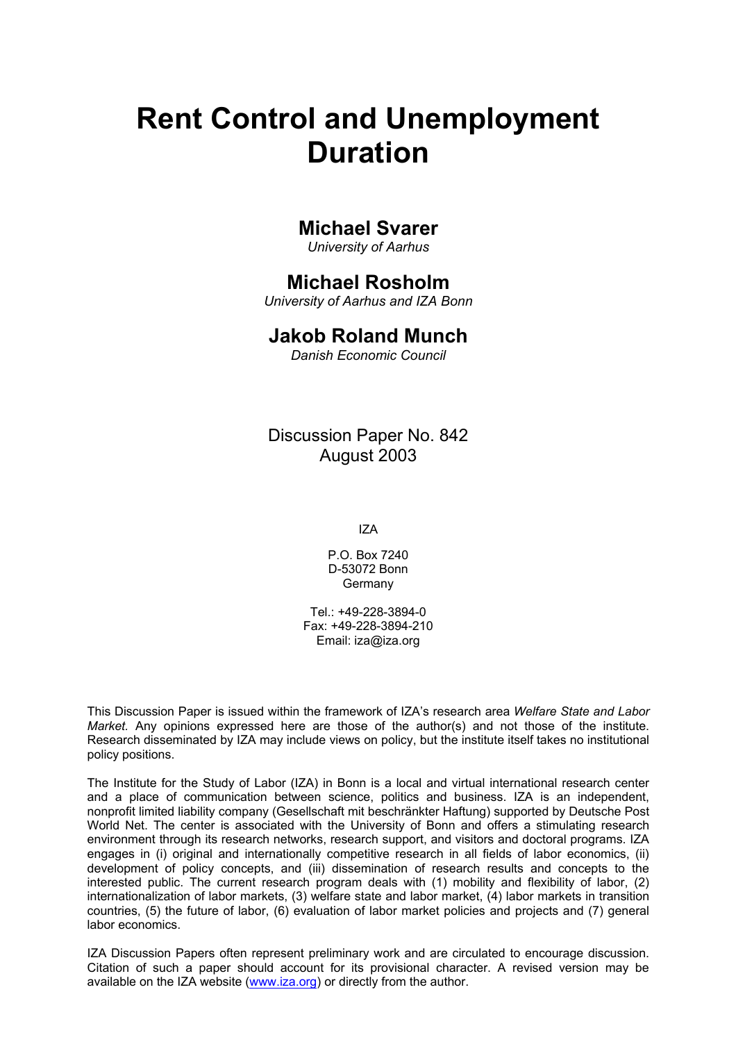# Rent Control and Unemployment Duration

## Michael Svarer

*University of Aarhus*

## Michael Rosholm

*University of Aarhus and IZA Bonn*

## Jakob Roland Munch

*Danish Economic Council*

Discussion Paper No. 842
August 2003

IZA

P.O. Box 7240
D-53072 Bonn
Germany

Tel.: +49-228-3894-0
Fax: +49-228-3894-210
Email: iza@iza.org

This Discussion Paper is issued within the framework of IZA's research area *Welfare State and Labor Market.* Any opinions expressed here are those of the author(s) and not those of the institute. Research disseminated by IZA may include views on policy, but the institute itself takes no institutional policy positions.

The Institute for the Study of Labor (IZA) in Bonn is a local and virtual international research center and a place of communication between science, politics and business. IZA is an independent, nonprofit limited liability company (Gesellschaft mit beschränkter Haftung) supported by Deutsche Post World Net. The center is associated with the University of Bonn and offers a stimulating research environment through its research networks, research support, and visitors and doctoral programs. IZA engages in (i) original and internationally competitive research in all fields of labor economics, (ii) development of policy concepts, and (iii) dissemination of research results and concepts to the interested public. The current research program deals with (1) mobility and flexibility of labor, (2) internationalization of labor markets, (3) welfare state and labor market, (4) labor markets in transition countries, (5) the future of labor, (6) evaluation of labor market policies and projects and (7) general labor economics.

IZA Discussion Papers often represent preliminary work and are circulated to encourage discussion. Citation of such a paper should account for its provisional character. A revised version may be available on the IZA website (www.iza.org) or directly from the author.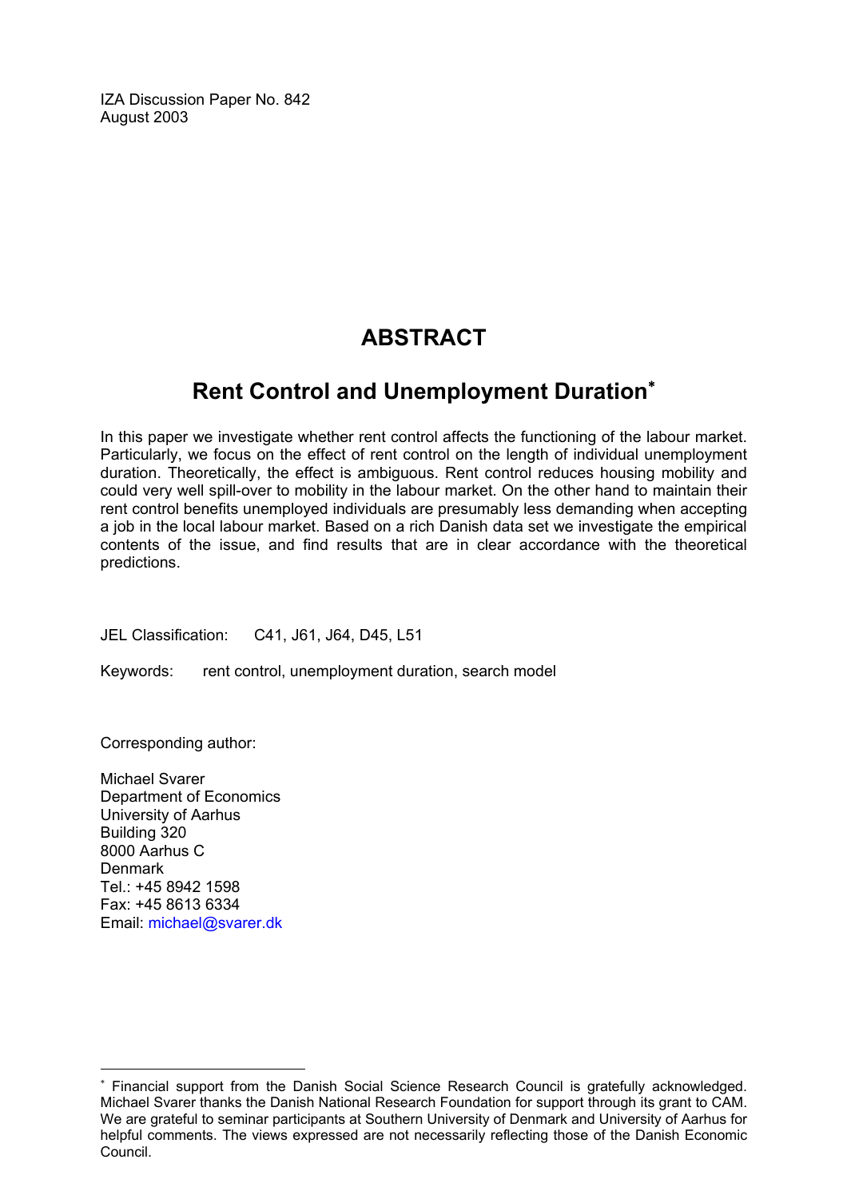IZA Discussion Paper No. 842
August 2003

# ABSTRACT

## Rent Control and Unemployment Duration[*]

In this paper we investigate whether rent control affects the functioning of the labour market. Particularly, we focus on the effect of rent control on the length of individual unemployment duration. Theoretically, the effect is ambiguous. Rent control reduces housing mobility and could very well spill-over to mobility in the labour market. On the other hand to maintain their rent control benefits unemployed individuals are presumably less demanding when accepting a job in the local labour market. Based on a rich Danish data set we investigate the empirical contents of the issue, and find results that are in clear accordance with the theoretical predictions.

JEL Classification: C41, J61, J64, D45, L51

Keywords: rent control, unemployment duration, search model

Corresponding author:

Michael Svarer
Department of Economics
University of Aarhus
Building 320
8000 Aarhus C
Denmark
Tel.: +45 8942 1598
Fax: +45 8613 6334
Email: michael@svarer.dk

---

[*] Financial support from the Danish Social Science Research Council is gratefully acknowledged. Michael Svarer thanks the Danish National Research Foundation for support through its grant to CAM. We are grateful to seminar participants at Southern University of Denmark and University of Aarhus for helpful comments. The views expressed are not necessarily reflecting those of the Danish Economic Council.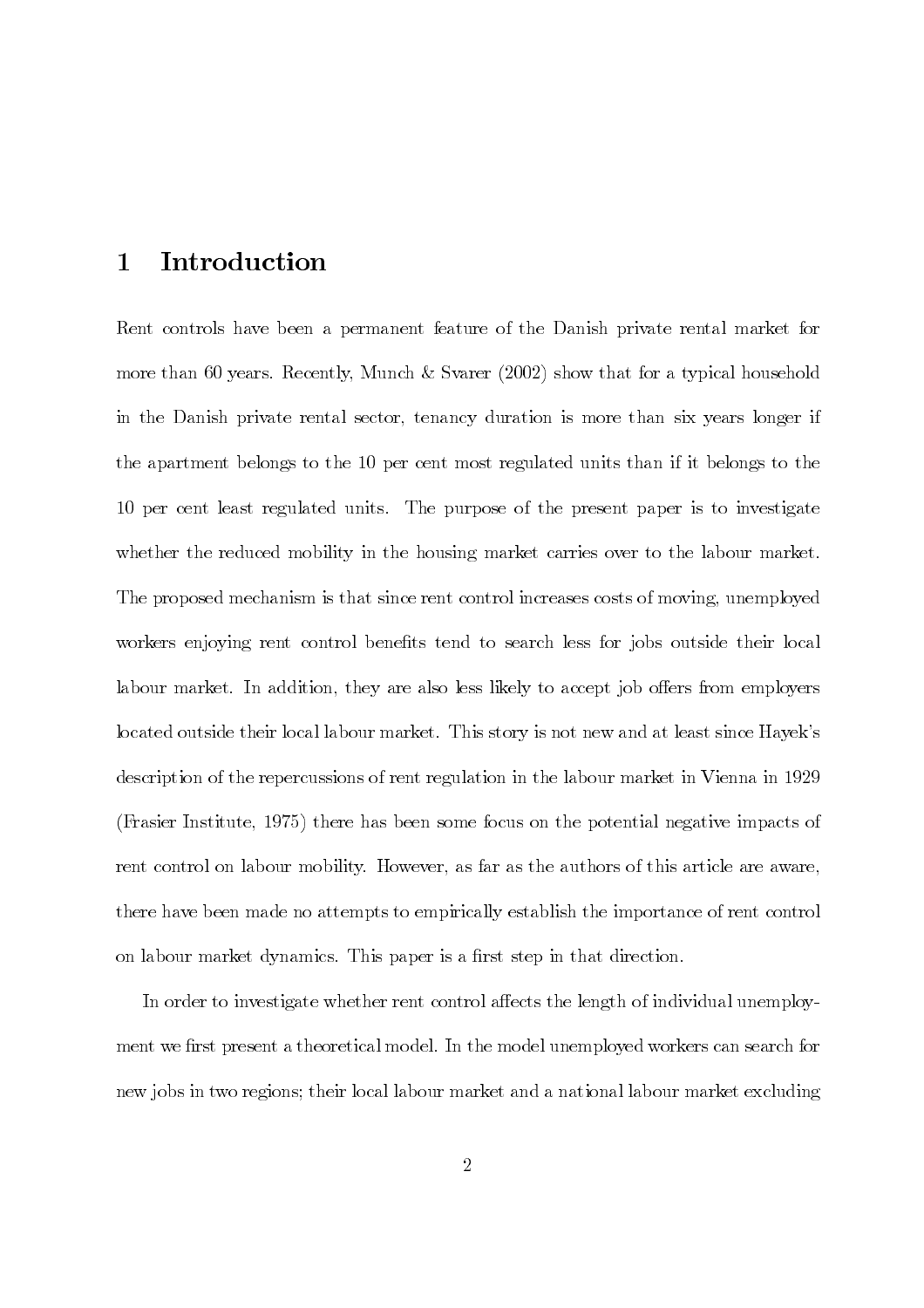# 1 Introduction

Rent controls have been a permanent feature of the Danish private rental market for more than 60 years. Recently, Munch & Svarer (2002) show that for a typical household in the Danish private rental sector, tenancy duration is more than six years longer if the apartment belongs to the 10 per cent most regulated units than if it belongs to the 10 per cent least regulated units. The purpose of the present paper is to investigate whether the reduced mobility in the housing market carries over to the labour market. The proposed mechanism is that since rent control increases costs of moving, unemployed workers enjoying rent control benefits tend to search less for jobs outside their local labour market. In addition, they are also less likely to accept job offers from employers located outside their local labour market. This story is not new and at least since Hayek's description of the repercussions of rent regulation in the labour market in Vienna in 1929 (Frasier Institute, 1975) there has been some focus on the potential negative impacts of rent control on labour mobility. However, as far as the authors of this article are aware, there have been made no attempts to empirically establish the importance of rent control on labour market dynamics. This paper is a first step in that direction.

In order to investigate whether rent control affects the length of individual unemployment we first present a theoretical model. In the model unemployed workers can search for new jobs in two regions; their local labour market and a national labour market excluding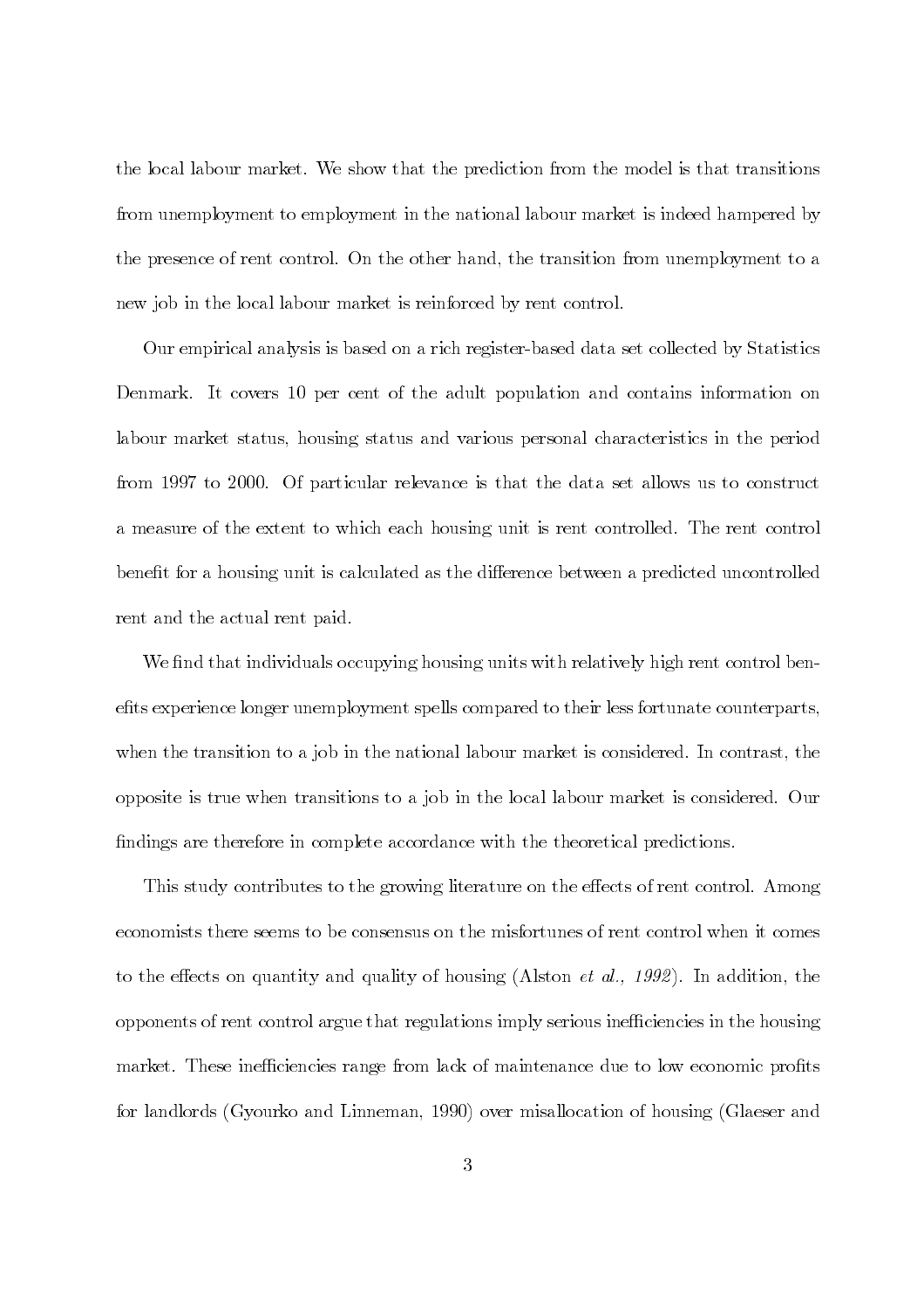the local labour market. We show that the prediction from the model is that transitions from unemployment to employment in the national labour market is indeed hampered by the presence of rent control. On the other hand, the transition from unemployment to a new job in the local labour market is reinforced by rent control.

Our empirical analysis is based on a rich register-based data set collected by Statistics Denmark. It covers 10 per cent of the adult population and contains information on labour market status, housing status and various personal characteristics in the period from 1997 to 2000. Of particular relevance is that the data set allows us to construct a measure of the extent to which each housing unit is rent controlled. The rent control benefit for a housing unit is calculated as the difference between a predicted uncontrolled rent and the actual rent paid.

We find that individuals occupying housing units with relatively high rent control benefits experience longer unemployment spells compared to their less fortunate counterparts, when the transition to a job in the national labour market is considered. In contrast, the opposite is true when transitions to a job in the local labour market is considered. Our findings are therefore in complete accordance with the theoretical predictions.

This study contributes to the growing literature on the effects of rent control. Among economists there seems to be consensus on the misfortunes of rent control when it comes to the effects on quantity and quality of housing (Alston *et al., 1992*). In addition, the opponents of rent control argue that regulations imply serious inefficiencies in the housing market. These inefficiencies range from lack of maintenance due to low economic profits for landlords (Gyourko and Linneman, 1990) over misallocation of housing (Glaeser and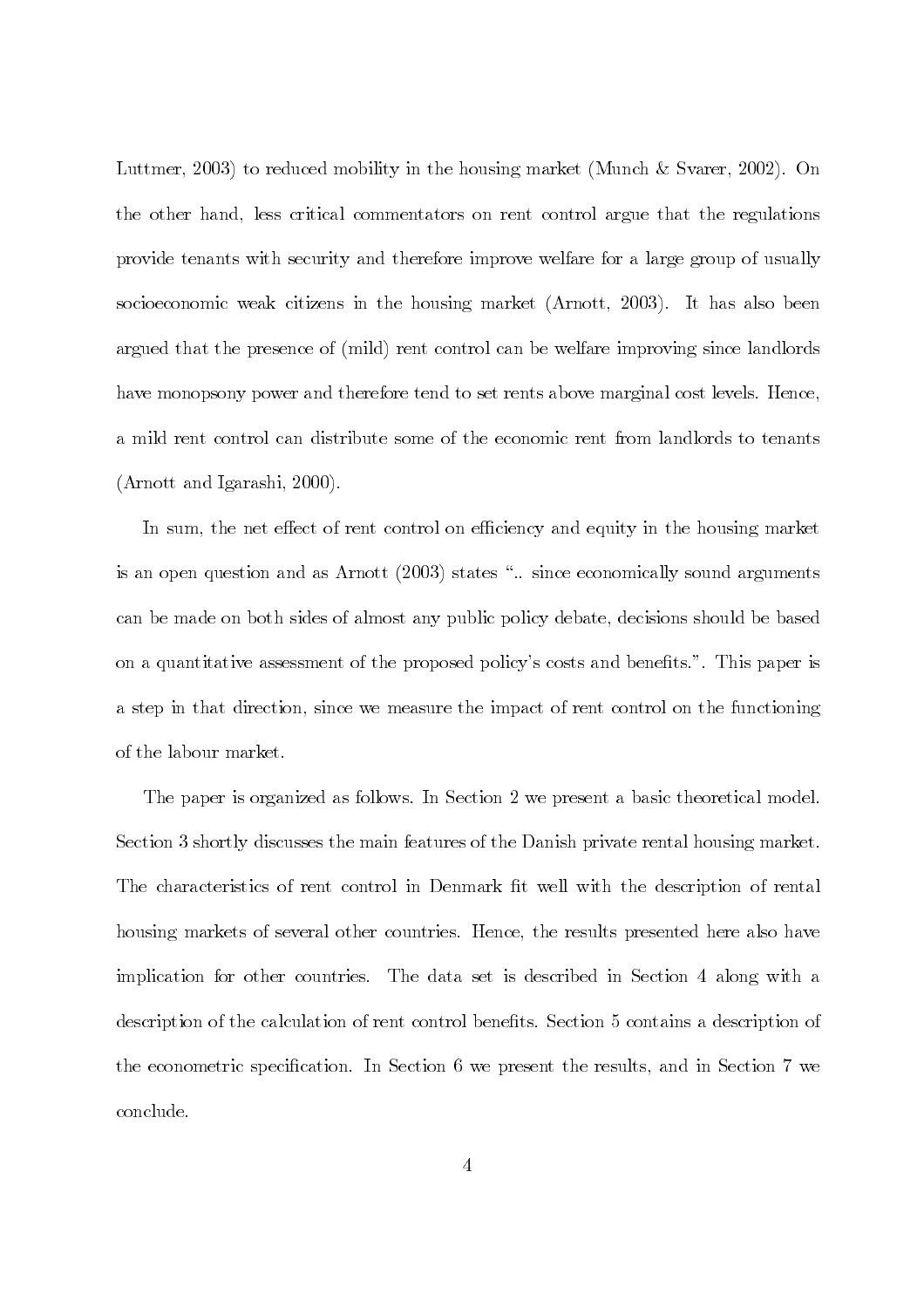Luttmer, 2003) to reduced mobility in the housing market (Munch & Svarer, 2002). On the other hand, less critical commentators on rent control argue that the regulations provide tenants with security and therefore improve welfare for a large group of usually socioeconomic weak citizens in the housing market (Arnott, 2003). It has also been argued that the presence of (mild) rent control can be welfare improving since landlords have monopsony power and therefore tend to set rents above marginal cost levels. Hence, a mild rent control can distribute some of the economic rent from landlords to tenants (Arnott and Igarashi, 2000).

In sum, the net effect of rent control on efficiency and equity in the housing market is an open question and as Arnott (2003) states ".. since economically sound arguments can be made on both sides of almost any public policy debate, decisions should be based on a quantitative assessment of the proposed policy's costs and benefits.". This paper is a step in that direction, since we measure the impact of rent control on the functioning of the labour market.

The paper is organized as follows. In Section 2 we present a basic theoretical model. Section 3 shortly discusses the main features of the Danish private rental housing market. The characteristics of rent control in Denmark fit well with the description of rental housing markets of several other countries. Hence, the results presented here also have implication for other countries. The data set is described in Section 4 along with a description of the calculation of rent control benefits. Section 5 contains a description of the econometric specification. In Section 6 we present the results, and in Section 7 we conclude.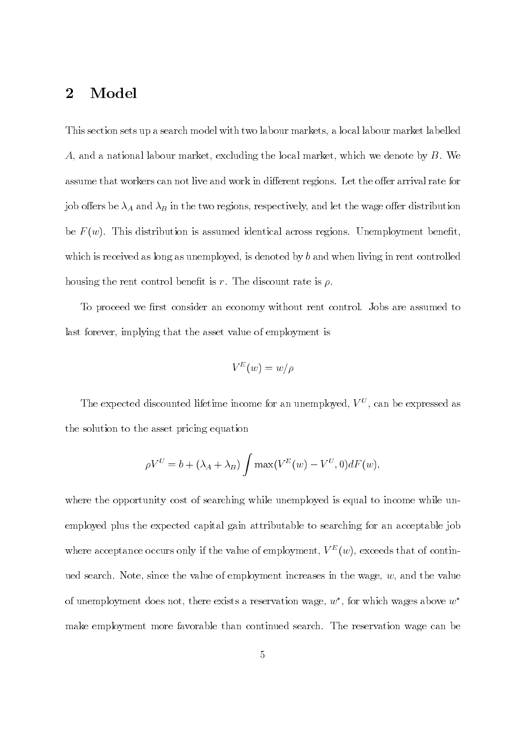## 2 Model

This section sets up a search model with two labour markets, a local labour market labelled $A$, and a national labour market, excluding the local market, which we denote by $B$. We assume that workers can not live and work in different regions. Let the offer arrival rate for job offers be $\lambda_A$ and $\lambda_B$ in the two regions, respectively, and let the wage offer distribution be $F(w)$. This distribution is assumed identical across regions. Unemployment benefit, which is received as long as unemployed, is denoted by $b$ and when living in rent controlled housing the rent control benefit is $r$. The discount rate is $\rho$.

To proceed we first consider an economy without rent control. Jobs are assumed to last forever, implying that the asset value of employment is

$$V^E(w) = w/\rho$$

The expected discounted lifetime income for an unemployed, $V^U$, can be expressed as the solution to the asset pricing equation

$$\rho V^U = b + (\lambda_A + \lambda_B) \int \max(V^E(w) - V^U, 0) dF(w),$$

where the opportunity cost of searching while unemployed is equal to income while unemployed plus the expected capital gain attributable to searching for an acceptable job where acceptance occurs only if the value of employment, $V^E(w)$, exceeds that of continued search. Note, since the value of employment increases in the wage, $w$, and the value of unemployment does not, there exists a reservation wage, $w^*$, for which wages above $w^*$ make employment more favorable than continued search. The reservation wage can be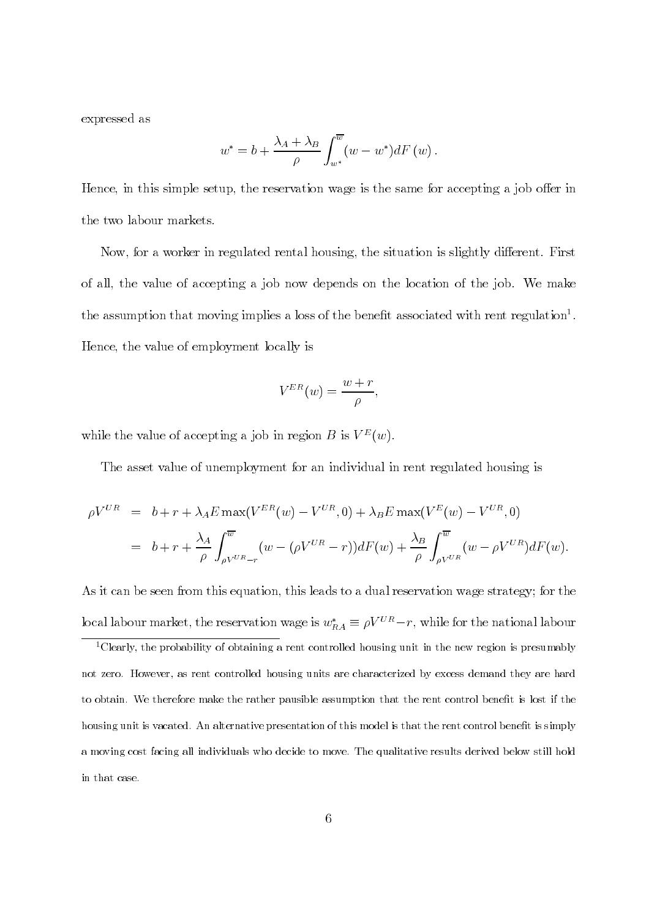expressed as

$$w^* = b + \frac{\lambda_A + \lambda_B}{\rho} \int_{w^*}^{\overline{w}} (w - w^*) dF(w).$$

Hence, in this simple setup, the reservation wage is the same for accepting a job offer in the two labour markets.

Now, for a worker in regulated rental housing, the situation is slightly different. First of all, the value of accepting a job now depends on the location of the job. We make the assumption that moving implies a loss of the benefit associated with rent regulation[1]. Hence, the value of employment locally is

$$V^{ER}(w) = \frac{w + r}{\rho},$$

while the value of accepting a job in region $B$ is $V^E(w)$.

The asset value of unemployment for an individual in rent regulated housing is

$$\begin{aligned}
\rho V^{UR} &= b + r + \lambda_A E \max(V^{ER}(w) - V^{UR}, 0) + \lambda_B E \max(V^E(w) - V^{UR}, 0) \\
&= b + r + \frac{\lambda_A}{\rho} \int_{\rho V^{UR} - r}^{\overline{w}} (w - (\rho V^{UR} - r)) dF(w) + \frac{\lambda_B}{\rho} \int_{\rho V^{UR}}^{\overline{w}} (w - \rho V^{UR}) dF(w).
\end{aligned}$$

As it can be seen from this equation, this leads to a dual reservation wage strategy; for the local labour market, the reservation wage is $w^*_{RA} \equiv \rho V^{UR} - r$, while for the national labour

[1] Clearly, the probability of obtaining a rent controlled housing unit in the new region is presumably not zero. However, as rent controlled housing units are characterized by excess demand they are hard to obtain. We therefore make the rather pausible assumption that the rent control benefit is lost if the housing unit is vacated. An alternative presentation of this model is that the rent control benefit is simply a moving cost facing all individuals who decide to move. The qualitative results derived below still hold in that case.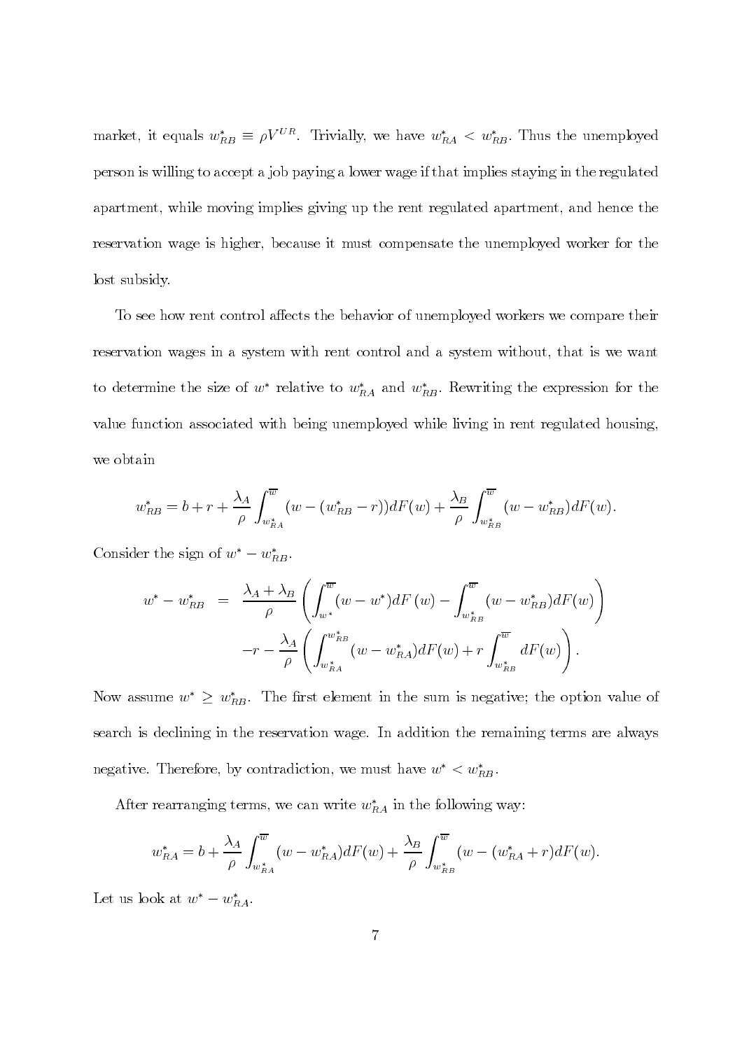market, it equals $w_{RB}^* \equiv \rho V^{UR}$. Trivially, we have $w_{RA}^* < w_{RB}^*$. Thus the unemployed person is willing to accept a job paying a lower wage if that implies staying in the regulated apartment, while moving implies giving up the rent regulated apartment, and hence the reservation wage is higher, because it must compensate the unemployed worker for the lost subsidy.

To see how rent control affects the behavior of unemployed workers we compare their reservation wages in a system with rent control and a system without, that is we want to determine the size of $w^*$ relative to $w_{RA}^*$ and $w_{RB}^*$. Rewriting the expression for the value function associated with being unemployed while living in rent regulated housing, we obtain

$$w_{RB}^* = b + r + \frac{\lambda_A}{\rho} \int_{w_{RA}^*}^{\overline{w}} (w - (w_{RB}^* - r)) dF(w) + \frac{\lambda_B}{\rho} \int_{w_{RB}^*}^{\overline{w}} (w - w_{RB}^*) dF(w).$$

Consider the sign of $w^* - w_{RB}^*$.

$$\begin{aligned} w^* - w_{RB}^* &= \frac{\lambda_A + \lambda_B}{\rho} \left( \int_{w^*}^{\overline{w}} (w - w^*) dF(w) - \int_{w_{RB}^*}^{\overline{w}} (w - w_{RB}^*) dF(w) \right) \\ &\quad - r - \frac{\lambda_A}{\rho} \left( \int_{w_{RA}^*}^{w_{RB}^*} (w - w_{RA}^*) dF(w) + r \int_{w_{RB}^*}^{\overline{w}} dF(w) \right). \end{aligned}$$

Now assume $w^* \geq w_{RB}^*$. The first element in the sum is negative; the option value of search is declining in the reservation wage. In addition the remaining terms are always negative. Therefore, by contradiction, we must have $w^* < w_{RB}^*$.

After rearranging terms, we can write $w_{RA}^*$ in the following way:

$$w_{RA}^* = b + \frac{\lambda_A}{\rho} \int_{w_{RA}^*}^{\overline{w}} (w - w_{RA}^*) dF(w) + \frac{\lambda_B}{\rho} \int_{w_{RB}^*}^{\overline{w}} (w - (w_{RA}^* + r) dF(w).$$

Let us look at $w^* - w_{RA}^*$.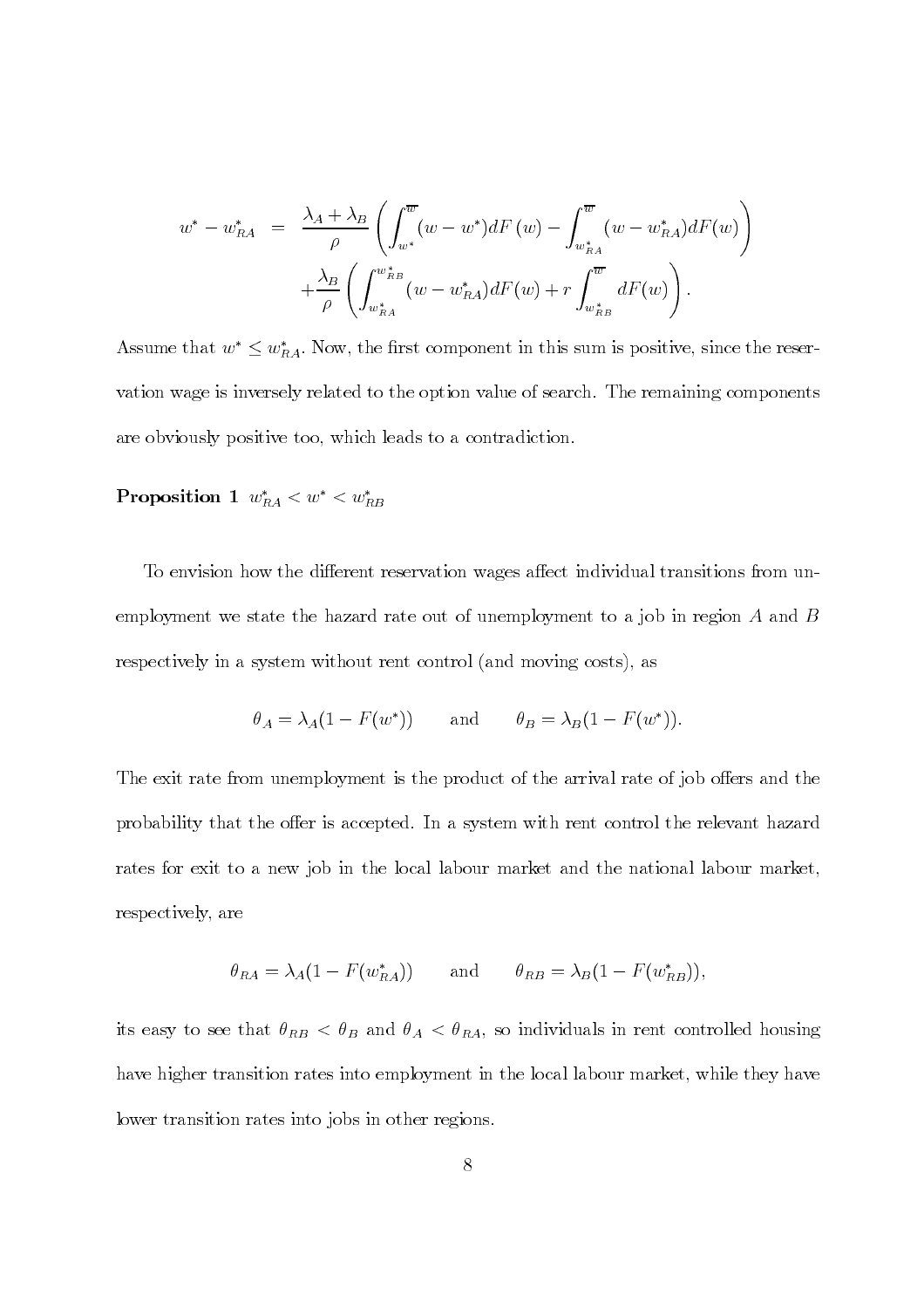$$
\begin{aligned}
w^* - w_{RA}^* &= \frac{\lambda_A + \lambda_B}{\rho} \left( \int_{w^*}^{\overline{w}} (w - w^*) dF(w) - \int_{w_{RA}^*}^{\overline{w}} (w - w_{RA}^*) dF(w) \right) \\
&\quad + \frac{\lambda_B}{\rho} \left( \int_{w_{RA}^*}^{w_{RB}^*} (w - w_{RA}^*) dF(w) + r \int_{w_{RB}^*}^{\overline{w}} dF(w) \right).
\end{aligned}
$$

Assume that $w^* \leq w_{RA}^*$. Now, the first component in this sum is positive, since the reservation wage is inversely related to the option value of search. The remaining components are obviously positive too, which leads to a contradiction.

**Proposition 1** $w_{RA}^* < w^* < w_{RB}^*$

To envision how the different reservation wages affect individual transitions from unemployment we state the hazard rate out of unemployment to a job in region $A$ and $B$ respectively in a system without rent control (and moving costs), as

$$
\theta_A = \lambda_A(1 - F(w^*)) \qquad \text{and} \qquad \theta_B = \lambda_B(1 - F(w^*)).
$$

The exit rate from unemployment is the product of the arrival rate of job offers and the probability that the offer is accepted. In a system with rent control the relevant hazard rates for exit to a new job in the local labour market and the national labour market, respectively, are

$$
\theta_{RA} = \lambda_A(1 - F(w_{RA}^*)) \qquad \text{and} \qquad \theta_{RB} = \lambda_B(1 - F(w_{RB}^*)),
$$

its easy to see that $\theta_{RB} < \theta_B$ and $\theta_A < \theta_{RA}$, so individuals in rent controlled housing have higher transition rates into employment in the local labour market, while they have lower transition rates into jobs in other regions.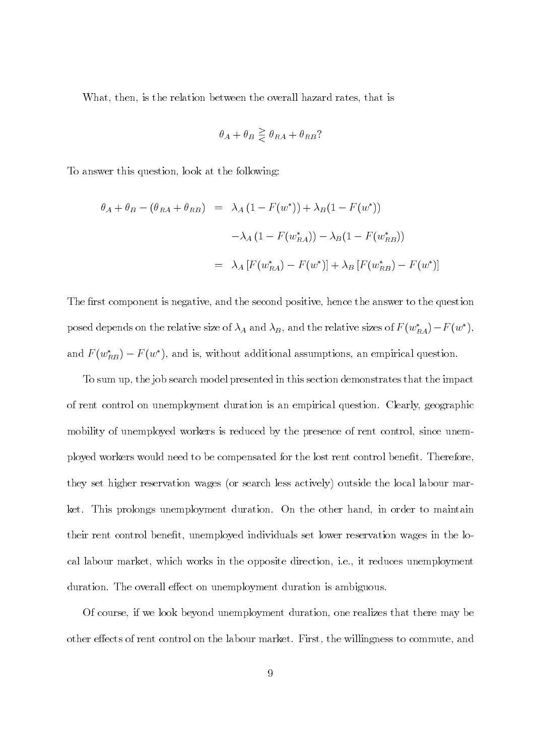What, then, is the relation between the overall hazard rates, that is

$$\theta_A + \theta_B \gtreqless \theta_{RA} + \theta_{RB}?$$

To answer this question, look at the following:

$$\begin{aligned}
\theta_A + \theta_B - (\theta_{RA} + \theta_{RB}) &= \lambda_A (1 - F(w^*)) + \lambda_B (1 - F(w^*)) \\
&\quad - \lambda_A (1 - F(w^*_{RA})) - \lambda_B (1 - F(w^*_{RB})) \\
&= \lambda_A [F(w^*_{RA}) - F(w^*)] + \lambda_B [F(w^*_{RB}) - F(w^*)]
\end{aligned}$$

The first component is negative, and the second positive, hence the answer to the question posed depends on the relative size of $\lambda_A$ and $\lambda_B$, and the relative sizes of $F(w^*_{RA}) - F(w^*)$, and $F(w^*_{RB}) - F(w^*)$, and is, without additional assumptions, an empirical question.

To sum up, the job search model presented in this section demonstrates that the impact of rent control on unemployment duration is an empirical question. Clearly, geographic mobility of unemployed workers is reduced by the presence of rent control, since unemployed workers would need to be compensated for the lost rent control benefit. Therefore, they set higher reservation wages (or search less actively) outside the local labour market. This prolongs unemployment duration. On the other hand, in order to maintain their rent control benefit, unemployed individuals set lower reservation wages in the local labour market, which works in the opposite direction, i.e., it reduces unemployment duration. The overall effect on unemployment duration is ambiguous.

Of course, if we look beyond unemployment duration, one realizes that there may be other effects of rent control on the labour market. First, the willingness to commute, and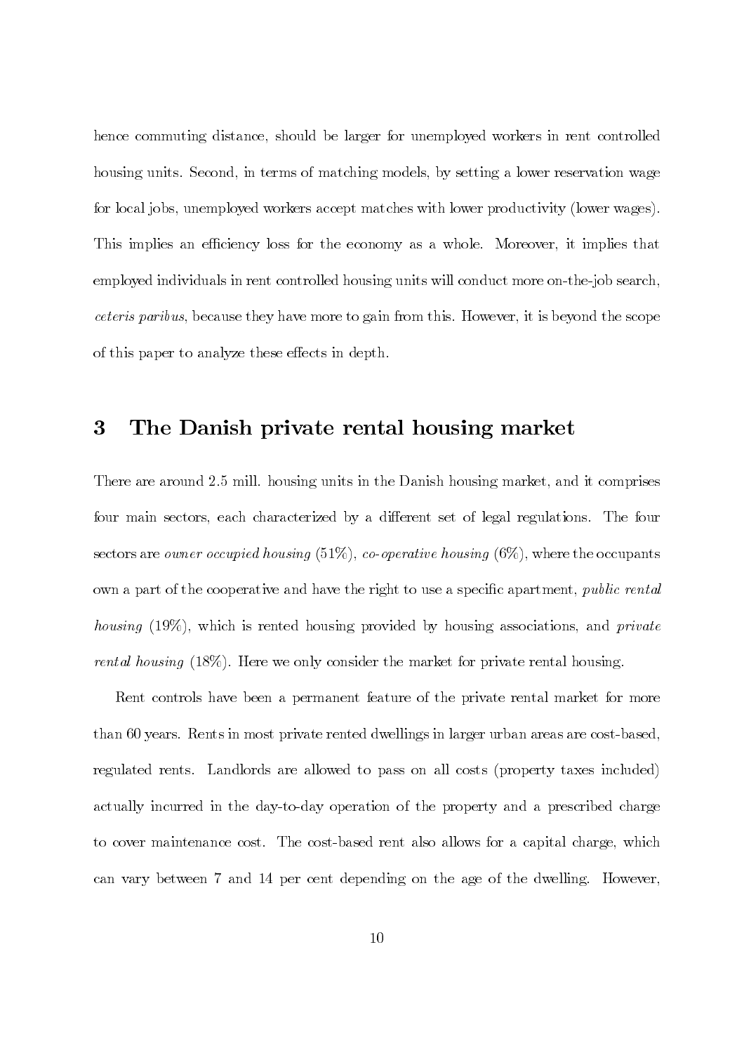hence commuting distance, should be larger for unemployed workers in rent controlled housing units. Second, in terms of matching models, by setting a lower reservation wage for local jobs, unemployed workers accept matches with lower productivity (lower wages). This implies an efficiency loss for the economy as a whole. Moreover, it implies that employed individuals in rent controlled housing units will conduct more on-the-job search, *ceteris paribus*, because they have more to gain from this. However, it is beyond the scope of this paper to analyze these effects in depth.

# 3 The Danish private rental housing market

There are around 2.5 mill. housing units in the Danish housing market, and it comprises four main sectors, each characterized by a different set of legal regulations. The four sectors are *owner occupied housing* (51%), *co-operative housing* (6%), where the occupants own a part of the cooperative and have the right to use a specific apartment, *public rental housing* (19%), which is rented housing provided by housing associations, and *private rental housing* (18%). Here we only consider the market for private rental housing.

Rent controls have been a permanent feature of the private rental market for more than 60 years. Rents in most private rented dwellings in larger urban areas are cost-based, regulated rents. Landlords are allowed to pass on all costs (property taxes included) actually incurred in the day-to-day operation of the property and a prescribed charge to cover maintenance cost. The cost-based rent also allows for a capital charge, which can vary between 7 and 14 per cent depending on the age of the dwelling. However,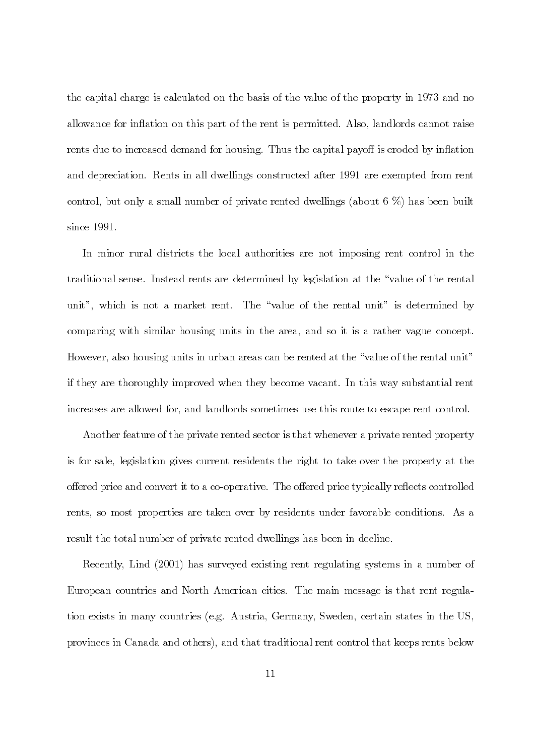the capital charge is calculated on the basis of the value of the property in 1973 and no allowance for inflation on this part of the rent is permitted. Also, landlords cannot raise rents due to increased demand for housing. Thus the capital payoff is eroded by inflation and depreciation. Rents in all dwellings constructed after 1991 are exempted from rent control, but only a small number of private rented dwellings (about 6 %) has been built since 1991.

In minor rural districts the local authorities are not imposing rent control in the traditional sense. Instead rents are determined by legislation at the "value of the rental unit", which is not a market rent. The "value of the rental unit" is determined by comparing with similar housing units in the area, and so it is a rather vague concept. However, also housing units in urban areas can be rented at the "value of the rental unit" if they are thoroughly improved when they become vacant. In this way substantial rent increases are allowed for, and landlords sometimes use this route to escape rent control.

Another feature of the private rented sector is that whenever a private rented property is for sale, legislation gives current residents the right to take over the property at the offered price and convert it to a co-operative. The offered price typically reflects controlled rents, so most properties are taken over by residents under favorable conditions. As a result the total number of private rented dwellings has been in decline.

Recently, Lind (2001) has surveyed existing rent regulating systems in a number of European countries and North American cities. The main message is that rent regulation exists in many countries (e.g. Austria, Germany, Sweden, certain states in the US, provinces in Canada and others), and that traditional rent control that keeps rents below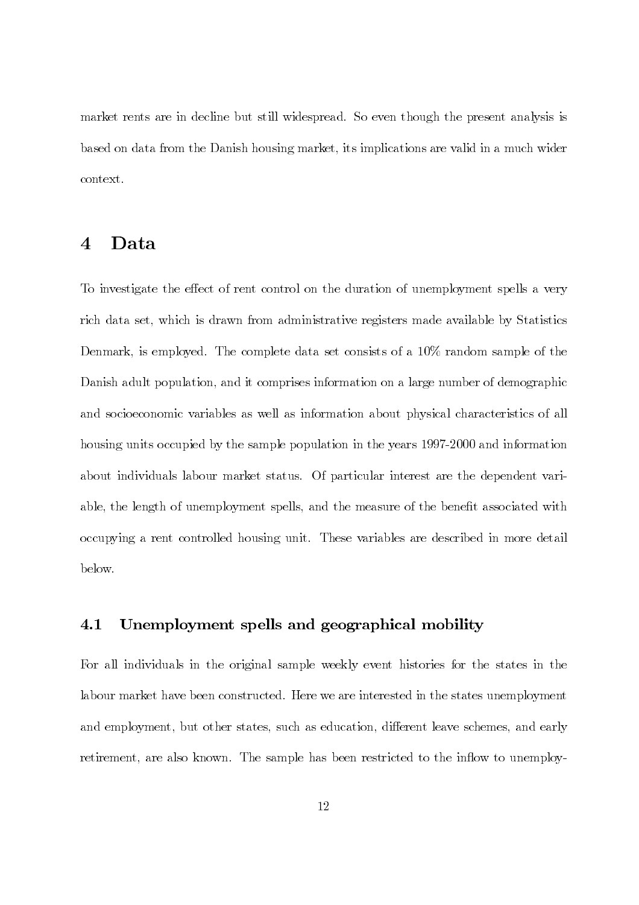market rents are in decline but still widespread. So even though the present analysis is based on data from the Danish housing market, its implications are valid in a much wider context.

# 4 Data

To investigate the effect of rent control on the duration of unemployment spells a very rich data set, which is drawn from administrative registers made available by Statistics Denmark, is employed. The complete data set consists of a 10% random sample of the Danish adult population, and it comprises information on a large number of demographic and socioeconomic variables as well as information about physical characteristics of all housing units occupied by the sample population in the years 1997-2000 and information about individuals labour market status. Of particular interest are the dependent variable, the length of unemployment spells, and the measure of the benefit associated with occupying a rent controlled housing unit. These variables are described in more detail below.

## 4.1 Unemployment spells and geographical mobility

For all individuals in the original sample weekly event histories for the states in the labour market have been constructed. Here we are interested in the states unemployment and employment, but other states, such as education, different leave schemes, and early retirement, are also known. The sample has been restricted to the inflow to unemploy-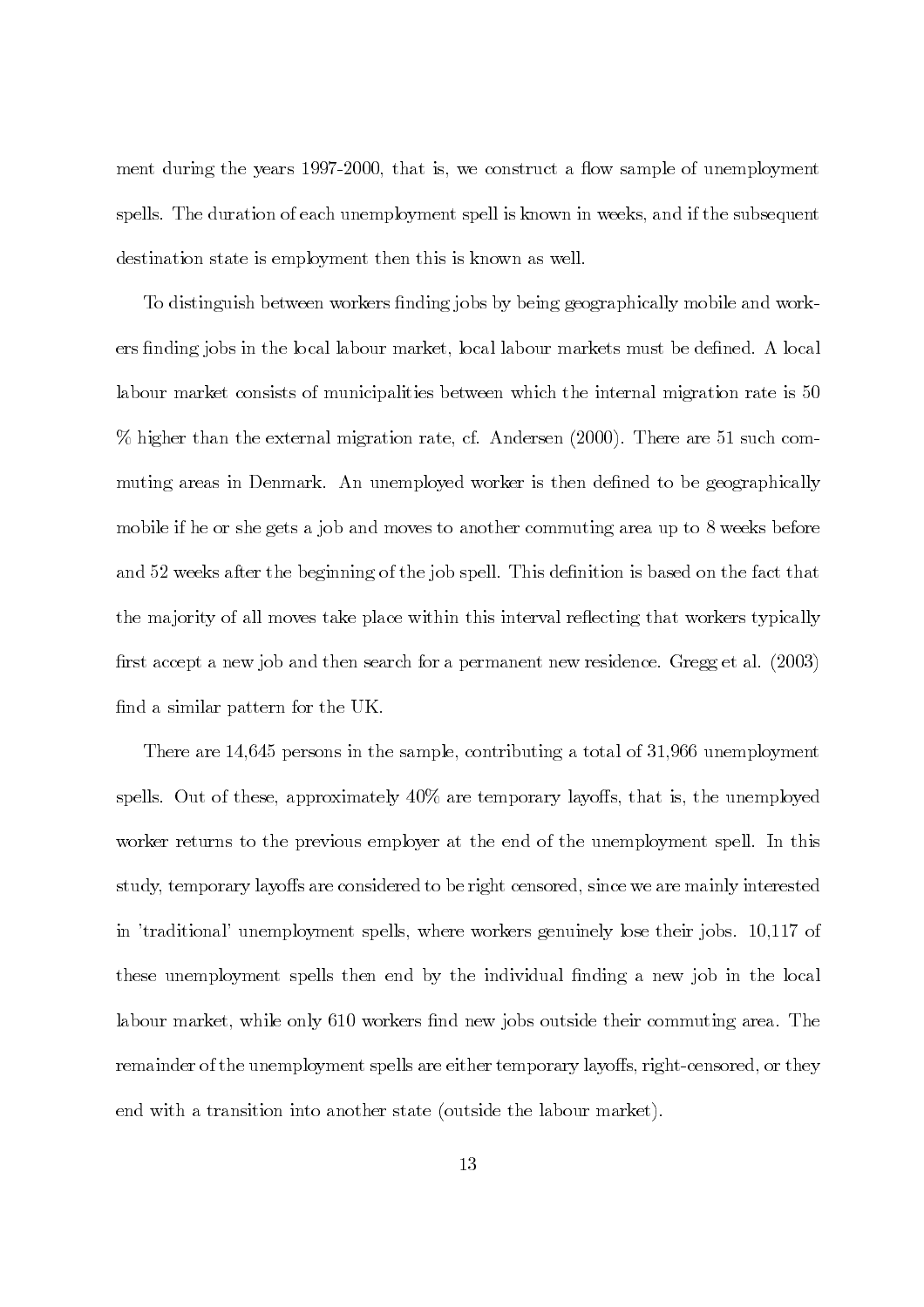ment during the years 1997-2000, that is, we construct a flow sample of unemployment spells. The duration of each unemployment spell is known in weeks, and if the subsequent destination state is employment then this is known as well.

To distinguish between workers finding jobs by being geographically mobile and workers finding jobs in the local labour market, local labour markets must be defined. A local labour market consists of municipalities between which the internal migration rate is 50 % higher than the external migration rate, cf. Andersen (2000). There are 51 such commuting areas in Denmark. An unemployed worker is then defined to be geographically mobile if he or she gets a job and moves to another commuting area up to 8 weeks before and 52 weeks after the beginning of the job spell. This definition is based on the fact that the majority of all moves take place within this interval reflecting that workers typically first accept a new job and then search for a permanent new residence. Gregg et al. (2003) find a similar pattern for the UK.

There are 14,645 persons in the sample, contributing a total of 31,966 unemployment spells. Out of these, approximately 40% are temporary layoffs, that is, the unemployed worker returns to the previous employer at the end of the unemployment spell. In this study, temporary layoffs are considered to be right censored, since we are mainly interested in 'traditional' unemployment spells, where workers genuinely lose their jobs. 10,117 of these unemployment spells then end by the individual finding a new job in the local labour market, while only 610 workers find new jobs outside their commuting area. The remainder of the unemployment spells are either temporary layoffs, right-censored, or they end with a transition into another state (outside the labour market).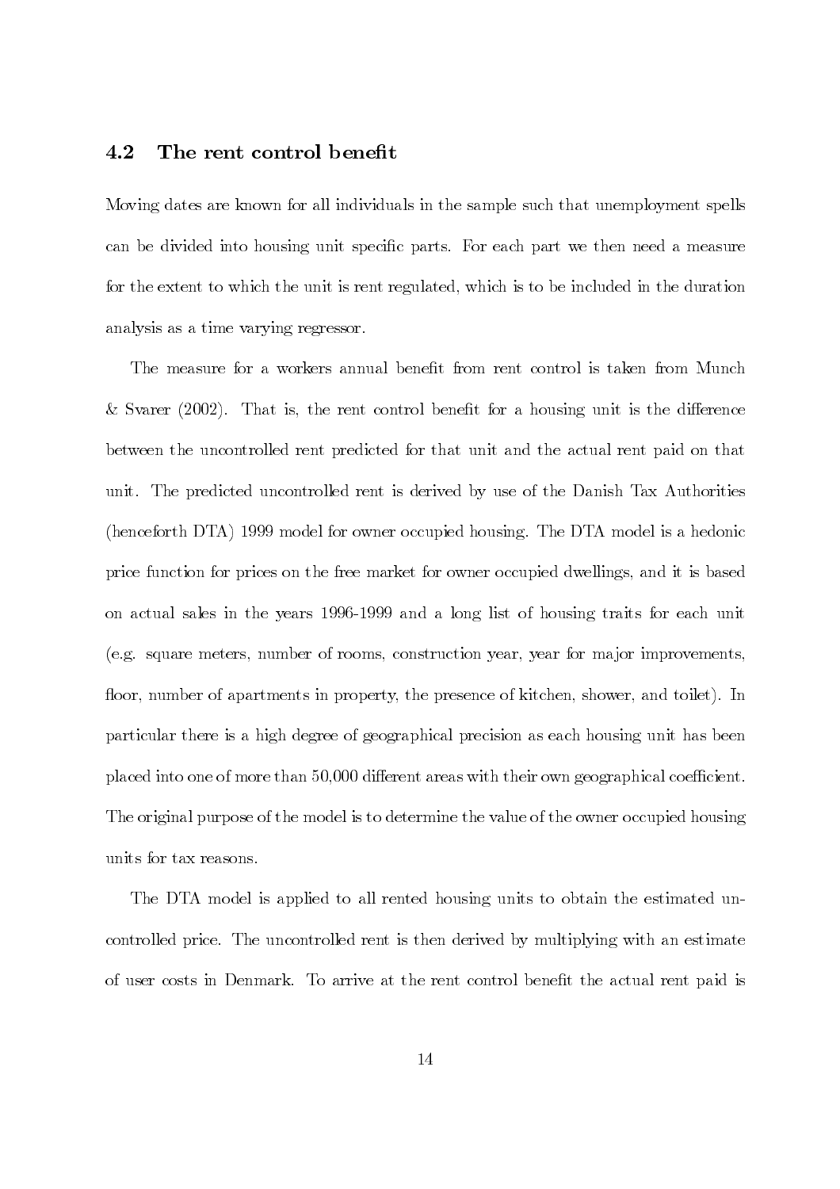### 4.2 The rent control benefit

Moving dates are known for all individuals in the sample such that unemployment spells can be divided into housing unit specific parts. For each part we then need a measure for the extent to which the unit is rent regulated, which is to be included in the duration analysis as a time varying regressor.

The measure for a workers annual benefit from rent control is taken from Munch & Svarer (2002). That is, the rent control benefit for a housing unit is the difference between the uncontrolled rent predicted for that unit and the actual rent paid on that unit. The predicted uncontrolled rent is derived by use of the Danish Tax Authorities (henceforth DTA) 1999 model for owner occupied housing. The DTA model is a hedonic price function for prices on the free market for owner occupied dwellings, and it is based on actual sales in the years 1996-1999 and a long list of housing traits for each unit (e.g. square meters, number of rooms, construction year, year for major improvements, floor, number of apartments in property, the presence of kitchen, shower, and toilet). In particular there is a high degree of geographical precision as each housing unit has been placed into one of more than 50,000 different areas with their own geographical coefficient. The original purpose of the model is to determine the value of the owner occupied housing units for tax reasons.

The DTA model is applied to all rented housing units to obtain the estimated uncontrolled price. The uncontrolled rent is then derived by multiplying with an estimate of user costs in Denmark. To arrive at the rent control benefit the actual rent paid is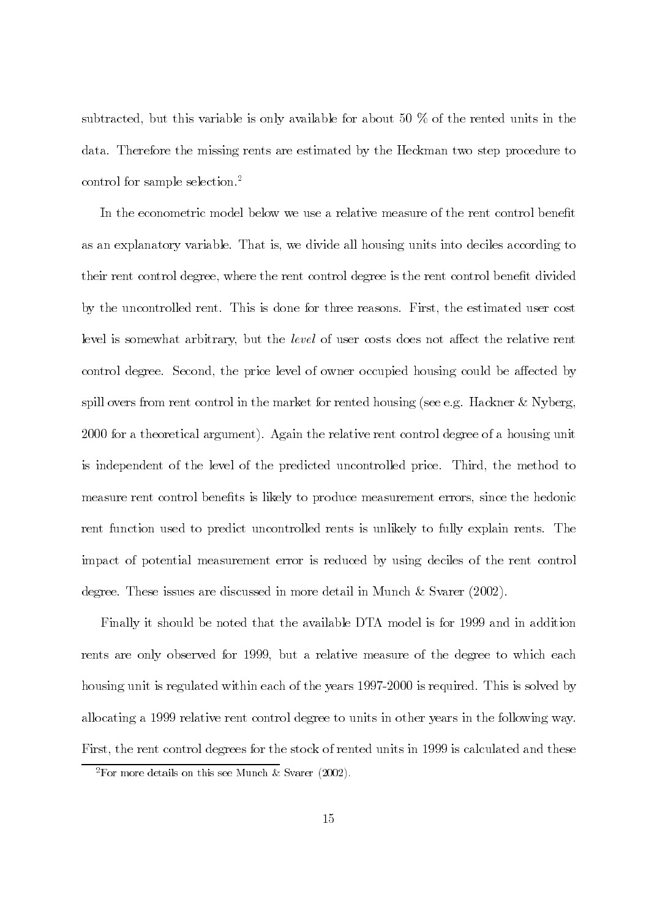subtracted, but this variable is only available for about 50 % of the rented units in the data. Therefore the missing rents are estimated by the Heckman two step procedure to control for sample selection.[2]

In the econometric model below we use a relative measure of the rent control benefit as an explanatory variable. That is, we divide all housing units into deciles according to their rent control degree, where the rent control degree is the rent control benefit divided by the uncontrolled rent. This is done for three reasons. First, the estimated user cost level is somewhat arbitrary, but the *level* of user costs does not affect the relative rent control degree. Second, the price level of owner occupied housing could be affected by spill overs from rent control in the market for rented housing (see e.g. Hackner & Nyberg, 2000 for a theoretical argument). Again the relative rent control degree of a housing unit is independent of the level of the predicted uncontrolled price. Third, the method to measure rent control benefits is likely to produce measurement errors, since the hedonic rent function used to predict uncontrolled rents is unlikely to fully explain rents. The impact of potential measurement error is reduced by using deciles of the rent control degree. These issues are discussed in more detail in Munch & Svarer (2002).

Finally it should be noted that the available DTA model is for 1999 and in addition rents are only observed for 1999, but a relative measure of the degree to which each housing unit is regulated within each of the years 1997-2000 is required. This is solved by allocating a 1999 relative rent control degree to units in other years in the following way. First, the rent control degrees for the stock of rented units in 1999 is calculated and these

[2]For more details on this see Munch & Svarer (2002).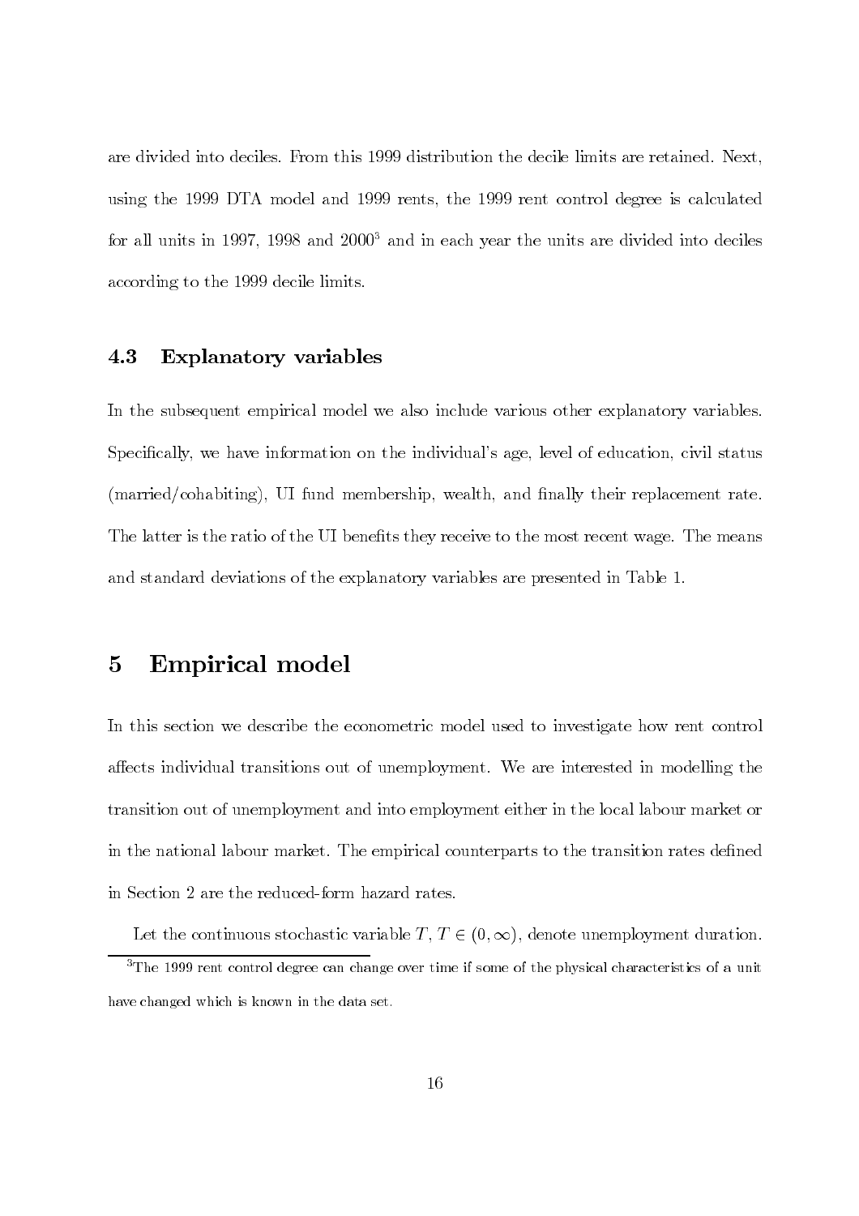are divided into deciles. From this 1999 distribution the decile limits are retained. Next, using the 1999 DTA model and 1999 rents, the 1999 rent control degree is calculated for all units in 1997, 1998 and 2000[3] and in each year the units are divided into deciles according to the 1999 decile limits.

### 4.3 Explanatory variables

In the subsequent empirical model we also include various other explanatory variables. Specifically, we have information on the individual's age, level of education, civil status (married/cohabiting), UI fund membership, wealth, and finally their replacement rate. The latter is the ratio of the UI benefits they receive to the most recent wage. The means and standard deviations of the explanatory variables are presented in Table 1.

## 5 Empirical model

In this section we describe the econometric model used to investigate how rent control affects individual transitions out of unemployment. We are interested in modelling the transition out of unemployment and into employment either in the local labour market or in the national labour market. The empirical counterparts to the transition rates defined in Section 2 are the reduced-form hazard rates.

Let the continuous stochastic variable $T$, $T \in (0, \infty)$, denote unemployment duration.

[3] The 1999 rent control degree can change over time if some of the physical characteristics of a unit have changed which is known in the data set.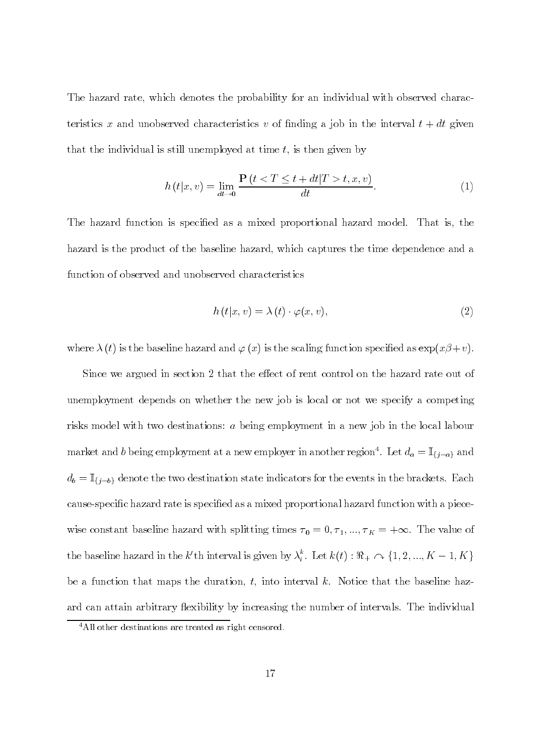The hazard rate, which denotes the probability for an individual with observed characteristics $x$ and unobserved characteristics $v$ of finding a job in the interval $t + dt$ given that the individual is still unemployed at time $t$, is then given by

$$h(t|x,v) = \lim_{dt \to 0} \frac{\mathbf{P}(t < T \leq t + dt | T > t, x, v)}{dt}. \tag{1}$$

The hazard function is specified as a mixed proportional hazard model. That is, the hazard is the product of the baseline hazard, which captures the time dependence and a function of observed and unobserved characteristics

$$h(t|x,v) = \lambda(t) \cdot \varphi(x,v), \tag{2}$$

where $\lambda(t)$ is the baseline hazard and $\varphi(x)$ is the scaling function specified as $\exp(x\beta + v)$.

Since we argued in section 2 that the effect of rent control on the hazard rate out of unemployment depends on whether the new job is local or not we specify a competing risks model with two destinations: $a$ being employment in a new job in the local labour market and $b$ being employment at a new employer in another region[4]. Let $d_a = \mathbb{I}_{\{j=a\}}$ and $d_b = \mathbb{I}_{\{j=b\}}$ denote the two destination state indicators for the events in the brackets. Each cause-specific hazard rate is specified as a mixed proportional hazard function with a piecewise constant baseline hazard with splitting times $\tau_0 = 0, \tau_1, ..., \tau_K = +\infty$. The value of the baseline hazard in the $k$'th interval is given by $\lambda_i^k$. Let $k(t) : \Re_+ \curvearrowright \{1, 2, ..., K-1, K\}$ be a function that maps the duration, $t$, into interval $k$. Notice that the baseline hazard can attain arbitrary flexibility by increasing the number of intervals. The individual

[4] All other destinations are treated as right censored.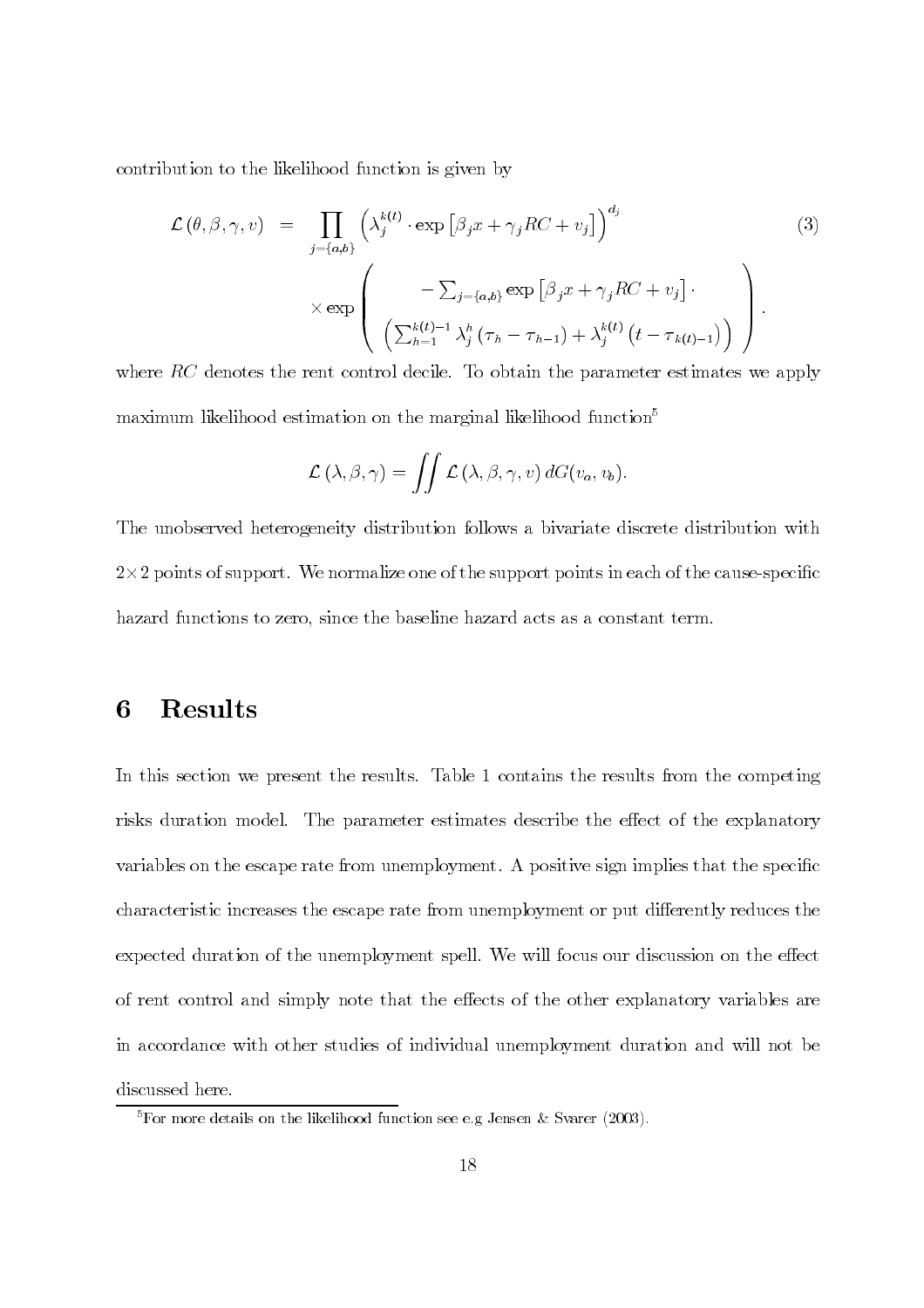contribution to the likelihood function is given by

$$
\begin{aligned}
\mathcal{L}(\theta,\beta,\gamma,v) &= \prod_{j=\{a,b\}} \left(\lambda_j^{k(t)} \cdot \exp\left[\beta_j x + \gamma_j RC + v_j\right]\right)^{d_j} \\
&\quad \times \exp\left( \begin{array}{c} -\sum_{j=\{a,b\}} \exp\left[\beta_j x + \gamma_j RC + v_j\right] \cdot \\ \left(\sum_{h=1}^{k(t)-1} \lambda_j^h \left(\tau_h - \tau_{h-1}\right) + \lambda_j^{k(t)} \left(t - \tau_{k(t)-1}\right)\right) \end{array} \right).
\end{aligned} \tag{3}
$$

where $RC$ denotes the rent control decile. To obtain the parameter estimates we apply maximum likelihood estimation on the marginal likelihood function[5]

$$
\mathcal{L}(\lambda,\beta,\gamma) = \iint \mathcal{L}(\lambda,\beta,\gamma,v)\, dG(v_a, v_b).
$$

The unobserved heterogeneity distribution follows a bivariate discrete distribution with $2\times 2$ points of support. We normalize one of the support points in each of the cause-specific hazard functions to zero, since the baseline hazard acts as a constant term.

## 6 Results

In this section we present the results. Table 1 contains the results from the competing risks duration model. The parameter estimates describe the effect of the explanatory variables on the escape rate from unemployment. A positive sign implies that the specific characteristic increases the escape rate from unemployment or put differently reduces the expected duration of the unemployment spell. We will focus our discussion on the effect of rent control and simply note that the effects of the other explanatory variables are in accordance with other studies of individual unemployment duration and will not be discussed here.

[5] For more details on the likelihood function see e.g Jensen & Svarer (2003).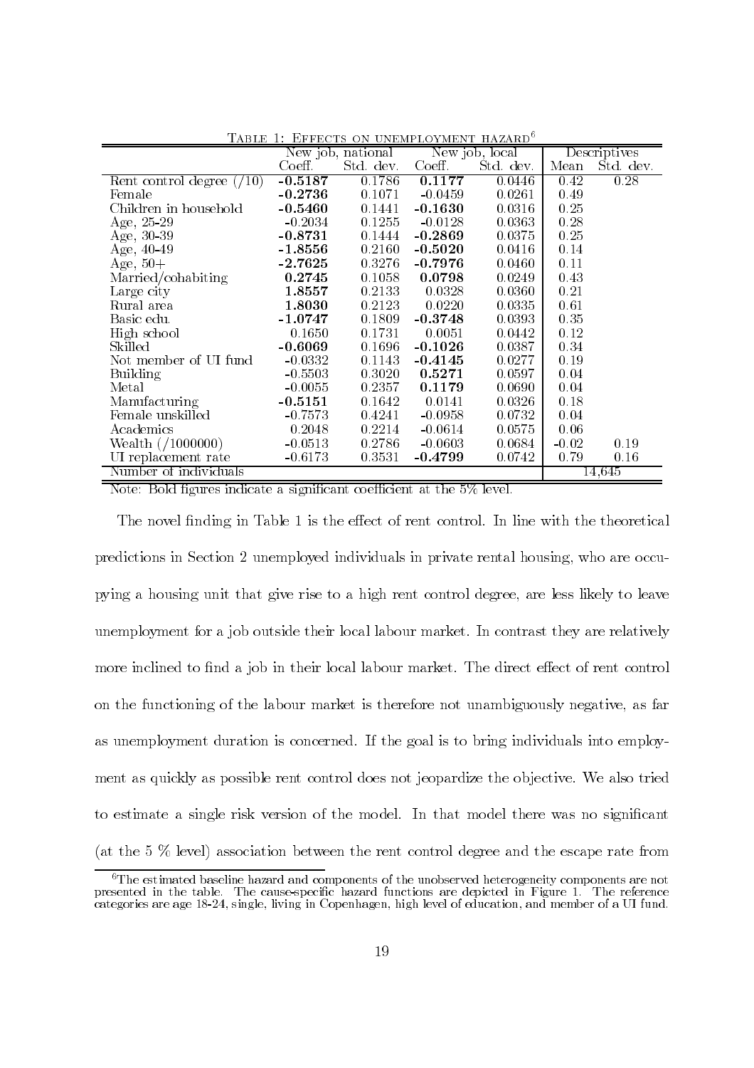Table 1: Effects on unemployment hazard[6]

| | New job, national | | New job, local | | Descriptives | |
|---|---|---|---|---|---|---|
| | Coeff. | Std. dev. | Coeff. | Std. dev. | Mean | Std. dev. |
| Rent control degree (/10) | **-0.5187** | 0.1786 | **0.1177** | 0.0446 | 0.42 | 0.28 |
| Female | **-0.2736** | 0.1071 | -0.0459 | 0.0261 | 0.49 | |
| Children in household | **-0.5460** | 0.1441 | **-0.1630** | 0.0316 | 0.25 | |
| Age, 25-29 | -0.2034 | 0.1255 | -0.0128 | 0.0363 | 0.28 | |
| Age, 30-39 | **-0.8731** | 0.1444 | **-0.2869** | 0.0375 | 0.25 | |
| Age, 40-49 | **-1.8556** | 0.2160 | **-0.5020** | 0.0416 | 0.14 | |
| Age, 50+ | **-2.7625** | 0.3276 | **-0.7976** | 0.0460 | 0.11 | |
| Married/cohabiting | **0.2745** | 0.1058 | **0.0798** | 0.0249 | 0.43 | |
| Large city | **1.8557** | 0.2133 | 0.0328 | 0.0360 | 0.21 | |
| Rural area | **1.8030** | 0.2123 | 0.0220 | 0.0335 | 0.61 | |
| Basic edu. | **-1.0747** | 0.1809 | **-0.3748** | 0.0393 | 0.35 | |
| High school | 0.1650 | 0.1731 | 0.0051 | 0.0442 | 0.12 | |
| Skilled | **-0.6069** | 0.1696 | **-0.1026** | 0.0387 | 0.34 | |
| Not member of UI fund | -0.0332 | 0.1143 | **-0.4145** | 0.0277 | 0.19 | |
| Building | -0.5503 | 0.3020 | **0.5271** | 0.0597 | 0.04 | |
| Metal | -0.0055 | 0.2357 | **0.1179** | 0.0690 | 0.04 | |
| Manufacturing | **-0.5151** | 0.1642 | 0.0141 | 0.0326 | 0.18 | |
| Female unskilled | -0.7573 | 0.4241 | -0.0958 | 0.0732 | 0.04 | |
| Academics | 0.2048 | 0.2214 | -0.0614 | 0.0575 | 0.06 | |
| Wealth (/1000000) | -0.0513 | 0.2786 | -0.0603 | 0.0684 | -0.02 | 0.19 |
| UI replacement rate | -0.6173 | 0.3531 | **-0.4799** | 0.0742 | 0.79 | 0.16 |
| Number of individuals | | | | | 14,645 | |

Note: Bold figures indicate a significant coefficient at the 5% level.

The novel finding in Table 1 is the effect of rent control. In line with the theoretical predictions in Section 2 unemployed individuals in private rental housing, who are occupying a housing unit that give rise to a high rent control degree, are less likely to leave unemployment for a job outside their local labour market. In contrast they are relatively more inclined to find a job in their local labour market. The direct effect of rent control on the functioning of the labour market is therefore not unambiguously negative, as far as unemployment duration is concerned. If the goal is to bring individuals into employment as quickly as possible rent control does not jeopardize the objective. We also tried to estimate a single risk version of the model. In that model there was no significant (at the 5 % level) association between the rent control degree and the escape rate from

[6] The estimated baseline hazard and components of the unobserved heterogeneity components are not presented in the table. The cause-specific hazard functions are depicted in Figure 1. The reference categories are age 18-24, single, living in Copenhagen, high level of education, and member of a UI fund.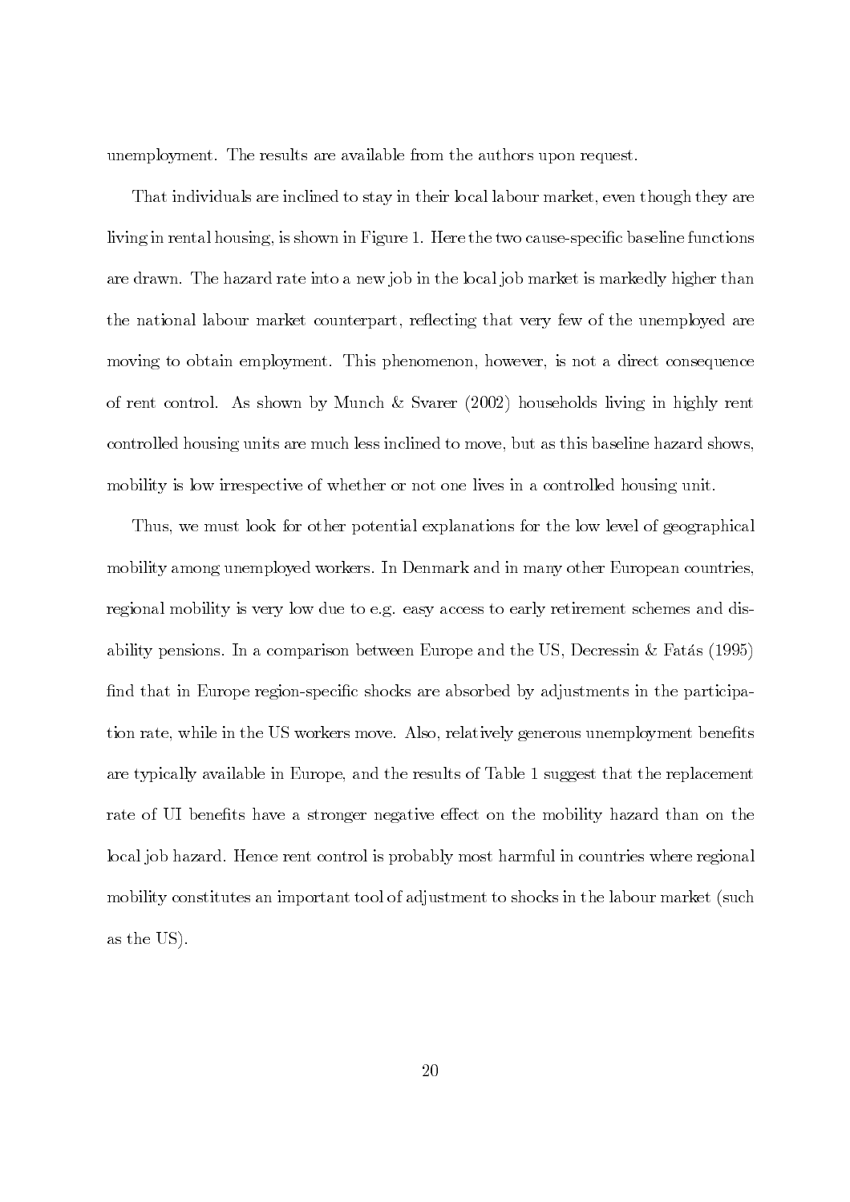unemployment. The results are available from the authors upon request.

That individuals are inclined to stay in their local labour market, even though they are living in rental housing, is shown in Figure 1. Here the two cause-specific baseline functions are drawn. The hazard rate into a new job in the local job market is markedly higher than the national labour market counterpart, reflecting that very few of the unemployed are moving to obtain employment. This phenomenon, however, is not a direct consequence of rent control. As shown by Munch & Svarer (2002) households living in highly rent controlled housing units are much less inclined to move, but as this baseline hazard shows, mobility is low irrespective of whether or not one lives in a controlled housing unit.

Thus, we must look for other potential explanations for the low level of geographical mobility among unemployed workers. In Denmark and in many other European countries, regional mobility is very low due to e.g. easy access to early retirement schemes and disability pensions. In a comparison between Europe and the US, Decressin & Fatás (1995) find that in Europe region-specific shocks are absorbed by adjustments in the participation rate, while in the US workers move. Also, relatively generous unemployment benefits are typically available in Europe, and the results of Table 1 suggest that the replacement rate of UI benefits have a stronger negative effect on the mobility hazard than on the local job hazard. Hence rent control is probably most harmful in countries where regional mobility constitutes an important tool of adjustment to shocks in the labour market (such as the US).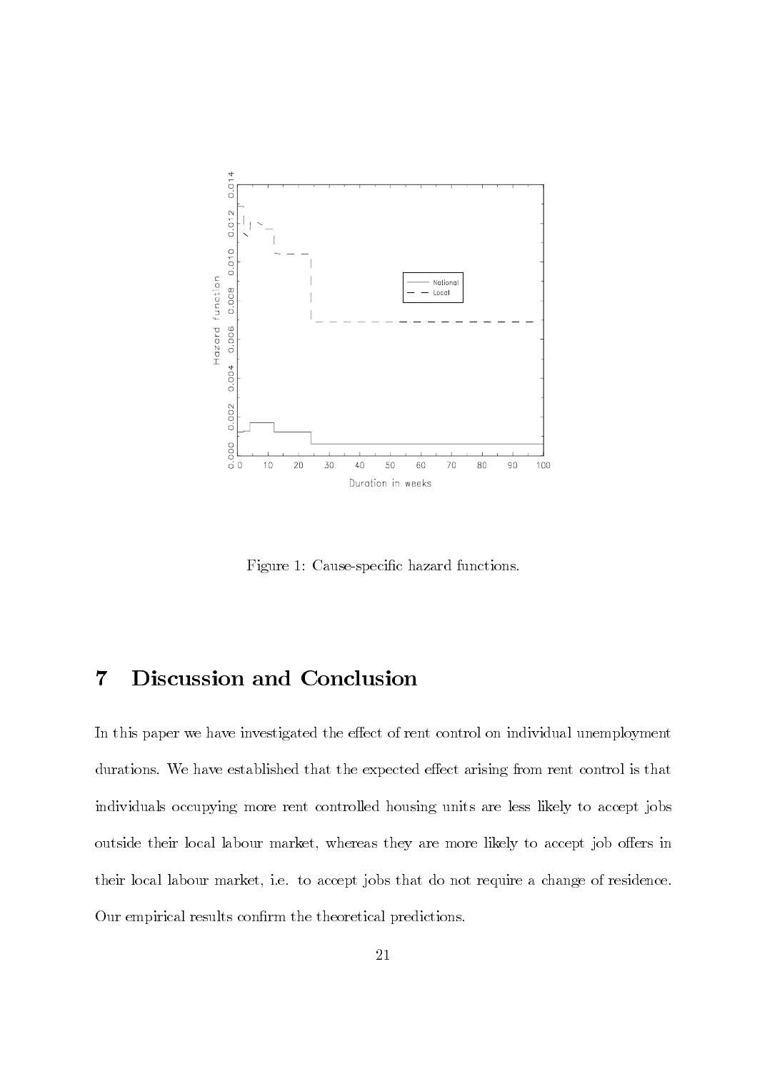Figure 1: Cause-specific hazard functions.

# 7 Discussion and Conclusion

In this paper we have investigated the effect of rent control on individual unemployment durations. We have established that the expected effect arising from rent control is that individuals occupying more rent controlled housing units are less likely to accept jobs outside their local labour market, whereas they are more likely to accept job offers in their local labour market, i.e. to accept jobs that do not require a change of residence. Our empirical results confirm the theoretical predictions.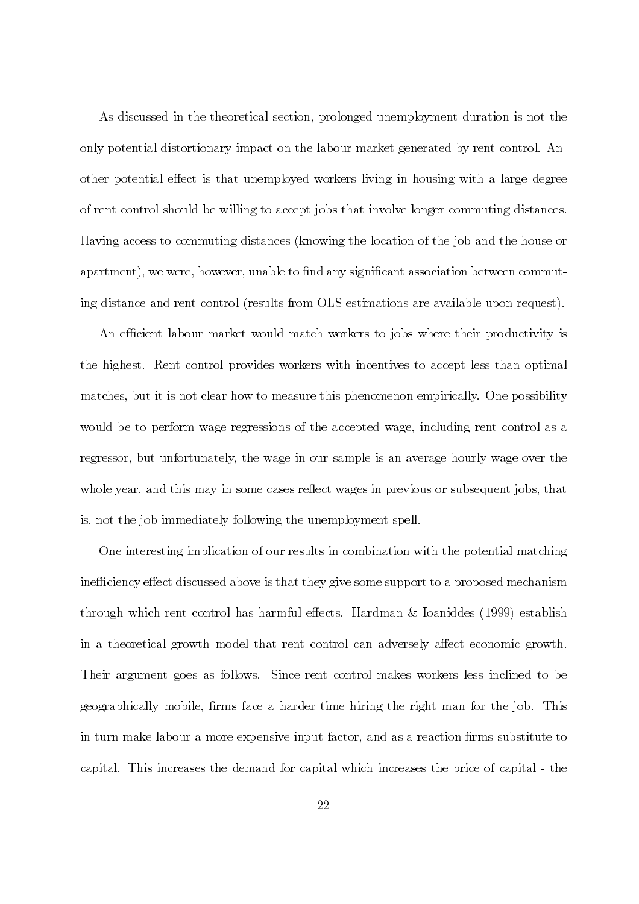As discussed in the theoretical section, prolonged unemployment duration is not the only potential distortionary impact on the labour market generated by rent control. Another potential effect is that unemployed workers living in housing with a large degree of rent control should be willing to accept jobs that involve longer commuting distances. Having access to commuting distances (knowing the location of the job and the house or apartment), we were, however, unable to find any significant association between commuting distance and rent control (results from OLS estimations are available upon request).

An efficient labour market would match workers to jobs where their productivity is the highest. Rent control provides workers with incentives to accept less than optimal matches, but it is not clear how to measure this phenomenon empirically. One possibility would be to perform wage regressions of the accepted wage, including rent control as a regressor, but unfortunately, the wage in our sample is an average hourly wage over the whole year, and this may in some cases reflect wages in previous or subsequent jobs, that is, not the job immediately following the unemployment spell.

One interesting implication of our results in combination with the potential matching inefficiency effect discussed above is that they give some support to a proposed mechanism through which rent control has harmful effects. Hardman & Ioaniddes (1999) establish in a theoretical growth model that rent control can adversely affect economic growth. Their argument goes as follows. Since rent control makes workers less inclined to be geographically mobile, firms face a harder time hiring the right man for the job. This in turn make labour a more expensive input factor, and as a reaction firms substitute to capital. This increases the demand for capital which increases the price of capital - the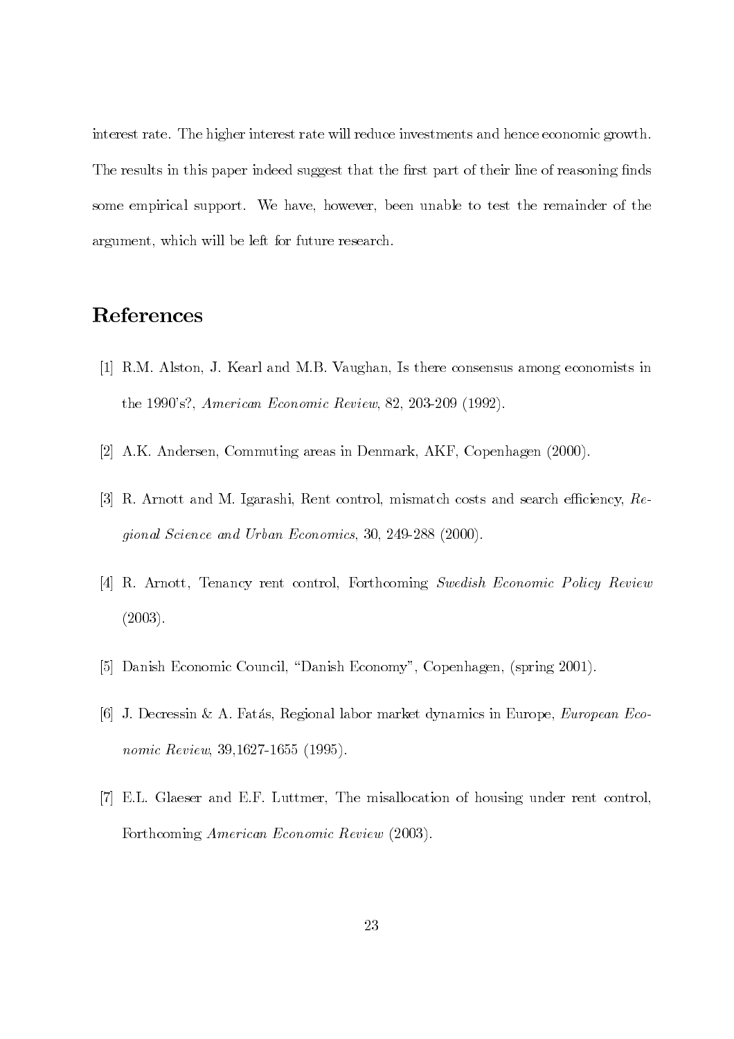interest rate. The higher interest rate will reduce investments and hence economic growth. The results in this paper indeed suggest that the first part of their line of reasoning finds some empirical support. We have, however, been unable to test the remainder of the argument, which will be left for future research.

# References

[1] R.M. Alston, J. Kearl and M.B. Vaughan, Is there consensus among economists in the 1990's?, *American Economic Review*, 82, 203-209 (1992).

[2] A.K. Andersen, Commuting areas in Denmark, AKF, Copenhagen (2000).

[3] R. Arnott and M. Igarashi, Rent control, mismatch costs and search efficiency, *Regional Science and Urban Economics*, 30, 249-288 (2000).

[4] R. Arnott, Tenancy rent control, Forthcoming *Swedish Economic Policy Review* (2003).

[5] Danish Economic Council, "Danish Economy", Copenhagen, (spring 2001).

[6] J. Decressin & A. Fatás, Regional labor market dynamics in Europe, *European Economic Review*, 39,1627-1655 (1995).

[7] E.L. Glaeser and E.F. Luttmer, The misallocation of housing under rent control, Forthcoming *American Economic Review* (2003).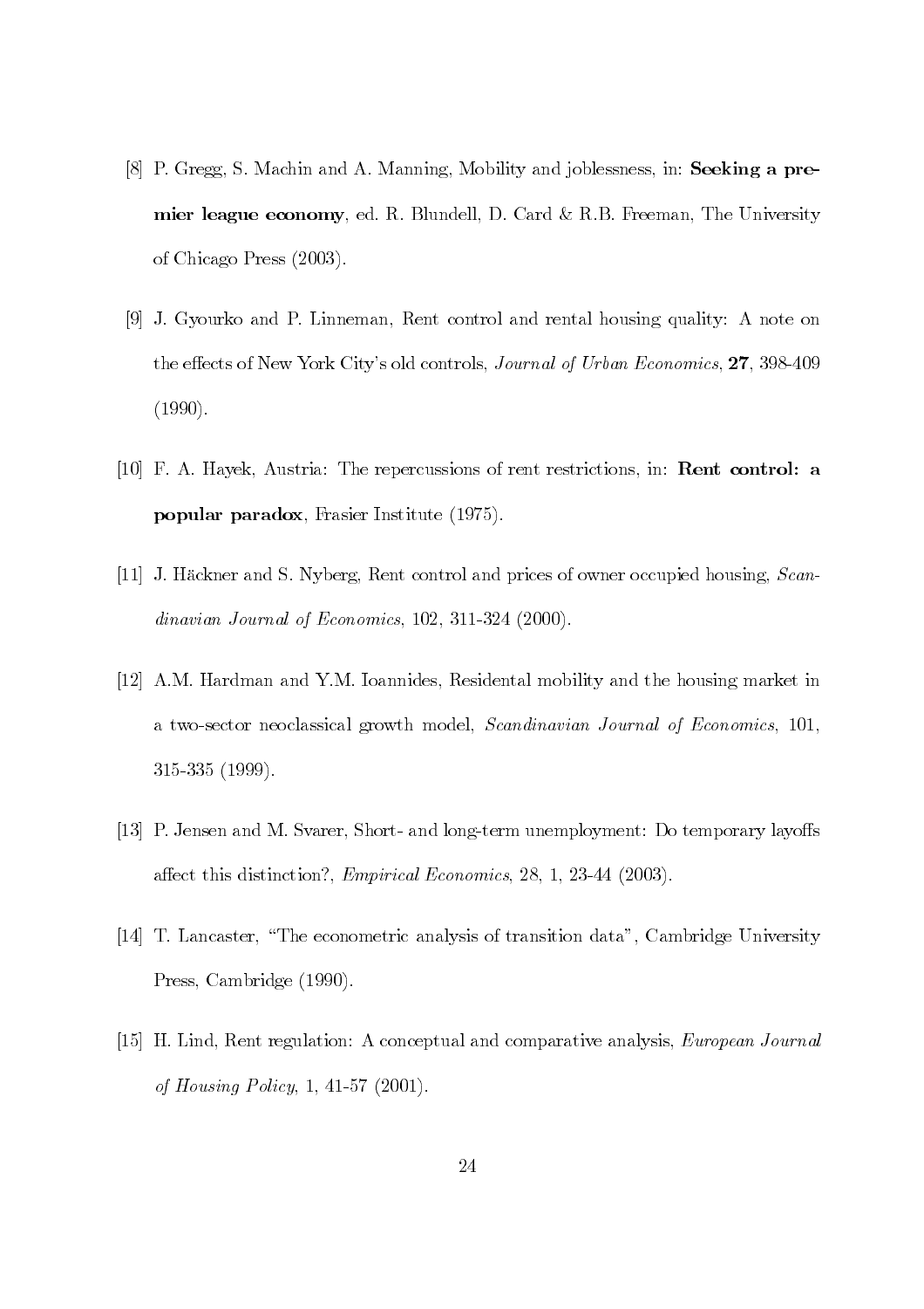[8] P. Gregg, S. Machin and A. Manning, Mobility and joblessness, in: **Seeking a premier league economy**, ed. R. Blundell, D. Card & R.B. Freeman, The University of Chicago Press (2003).

[9] J. Gyourko and P. Linneman, Rent control and rental housing quality: A note on the effects of New York City's old controls, *Journal of Urban Economics*, **27**, 398-409 (1990).

[10] F. A. Hayek, Austria: The repercussions of rent restrictions, in: **Rent control: a popular paradox**, Frasier Institute (1975).

[11] J. Häckner and S. Nyberg, Rent control and prices of owner occupied housing, *Scandinavian Journal of Economics*, 102, 311-324 (2000).

[12] A.M. Hardman and Y.M. Ioannides, Residental mobility and the housing market in a two-sector neoclassical growth model, *Scandinavian Journal of Economics*, 101, 315-335 (1999).

[13] P. Jensen and M. Svarer, Short- and long-term unemployment: Do temporary layoffs affect this distinction?, *Empirical Economics*, 28, 1, 23-44 (2003).

[14] T. Lancaster, "The econometric analysis of transition data", Cambridge University Press, Cambridge (1990).

[15] H. Lind, Rent regulation: A conceptual and comparative analysis, *European Journal of Housing Policy*, 1, 41-57 (2001).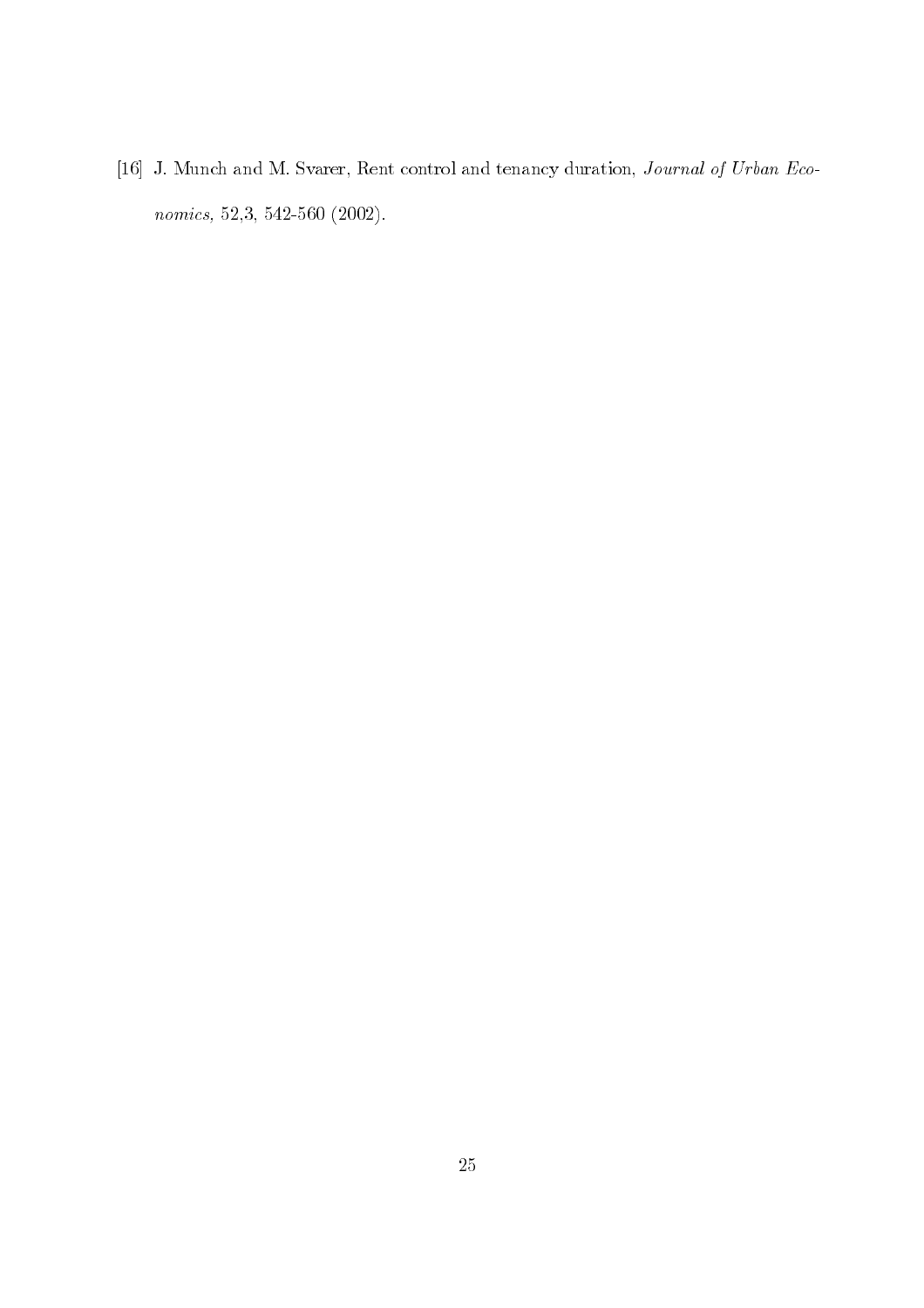[16] J. Munch and M. Svarer, Rent control and tenancy duration, *Journal of Urban Economics*, 52,3, 542-560 (2002).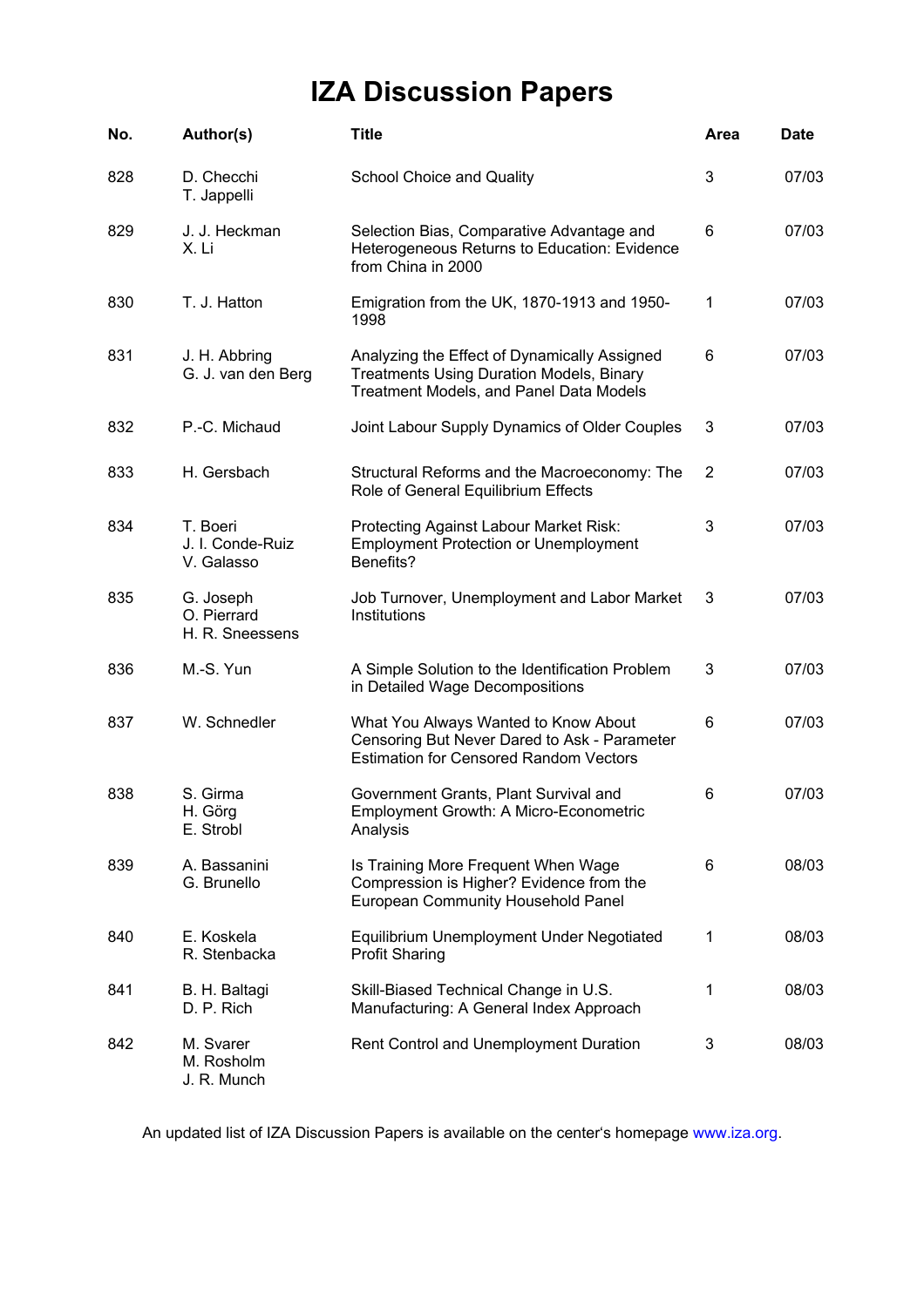# IZA Discussion Papers

| No. | Author(s) | Title | Area | Date |
|---|---|---|---|---|
| 828 | D. Checchi<br>T. Jappelli | School Choice and Quality | 3 | 07/03 |
| 829 | J. J. Heckman<br>X. Li | Selection Bias, Comparative Advantage and Heterogeneous Returns to Education: Evidence from China in 2000 | 6 | 07/03 |
| 830 | T. J. Hatton | Emigration from the UK, 1870-1913 and 1950-1998 | 1 | 07/03 |
| 831 | J. H. Abbring<br>G. J. van den Berg | Analyzing the Effect of Dynamically Assigned Treatments Using Duration Models, Binary Treatment Models, and Panel Data Models | 6 | 07/03 |
| 832 | P.-C. Michaud | Joint Labour Supply Dynamics of Older Couples | 3 | 07/03 |
| 833 | H. Gersbach | Structural Reforms and the Macroeconomy: The Role of General Equilibrium Effects | 2 | 07/03 |
| 834 | T. Boeri<br>J. I. Conde-Ruiz<br>V. Galasso | Protecting Against Labour Market Risk: Employment Protection or Unemployment Benefits? | 3 | 07/03 |
| 835 | G. Joseph<br>O. Pierrard<br>H. R. Sneessens | Job Turnover, Unemployment and Labor Market Institutions | 3 | 07/03 |
| 836 | M.-S. Yun | A Simple Solution to the Identification Problem in Detailed Wage Decompositions | 3 | 07/03 |
| 837 | W. Schnedler | What You Always Wanted to Know About Censoring But Never Dared to Ask - Parameter Estimation for Censored Random Vectors | 6 | 07/03 |
| 838 | S. Girma<br>H. Görg<br>E. Strobl | Government Grants, Plant Survival and Employment Growth: A Micro-Econometric Analysis | 6 | 07/03 |
| 839 | A. Bassanini<br>G. Brunello | Is Training More Frequent When Wage Compression is Higher? Evidence from the European Community Household Panel | 6 | 08/03 |
| 840 | E. Koskela<br>R. Stenbacka | Equilibrium Unemployment Under Negotiated Profit Sharing | 1 | 08/03 |
| 841 | B. H. Baltagi<br>D. P. Rich | Skill-Biased Technical Change in U.S. Manufacturing: A General Index Approach | 1 | 08/03 |
| 842 | M. Svarer<br>M. Rosholm<br>J. R. Munch | Rent Control and Unemployment Duration | 3 | 08/03 |

An updated list of IZA Discussion Papers is available on the center's homepage www.iza.org.